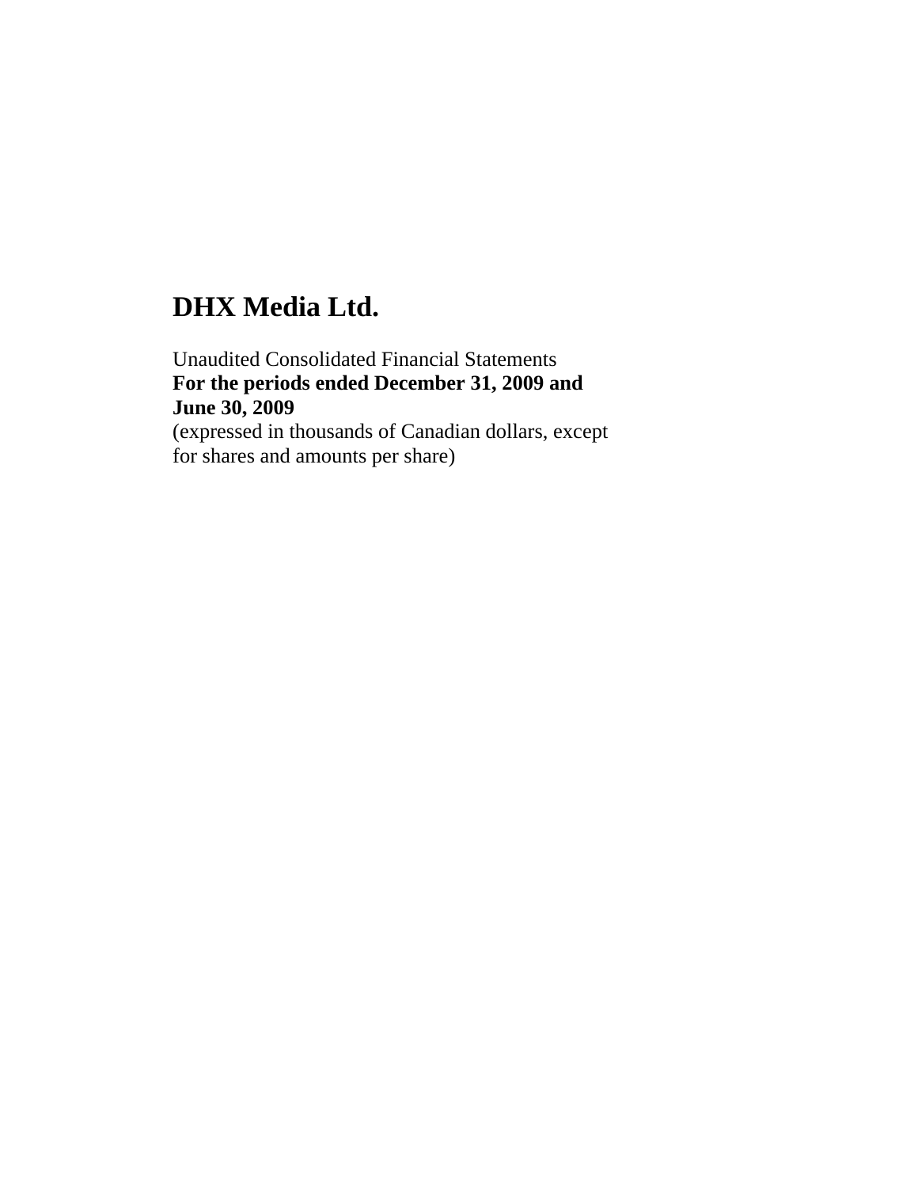# DHX Media Ltd.

Unaudited Consolidated Financial Statements
**For the periods ended December 31, 2009 and June 30, 2009**
(expressed in thousands of Canadian dollars, except for shares and amounts per share)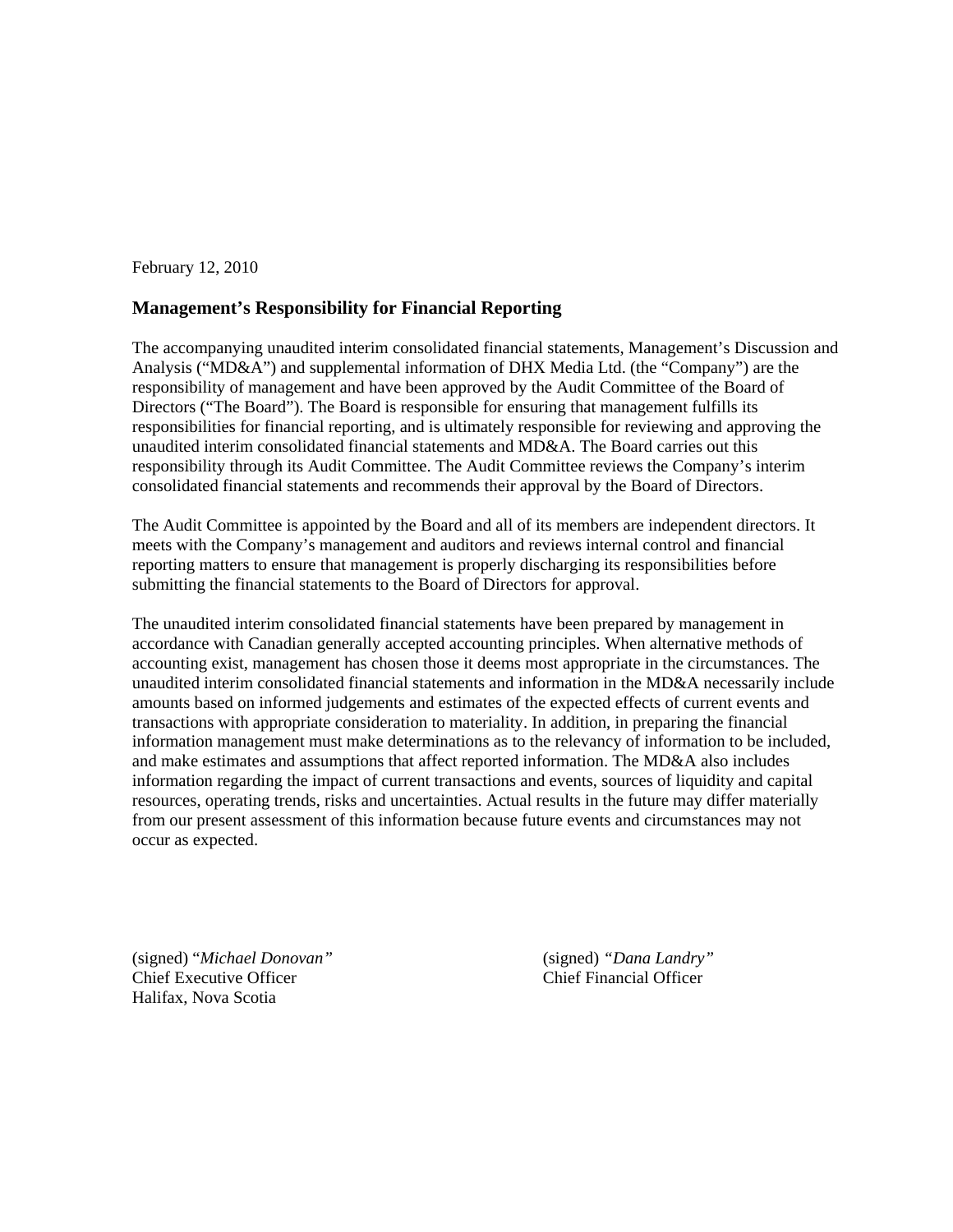February 12, 2010

## Management's Responsibility for Financial Reporting

The accompanying unaudited interim consolidated financial statements, Management's Discussion and Analysis ("MD&A") and supplemental information of DHX Media Ltd. (the "Company") are the responsibility of management and have been approved by the Audit Committee of the Board of Directors ("The Board"). The Board is responsible for ensuring that management fulfills its responsibilities for financial reporting, and is ultimately responsible for reviewing and approving the unaudited interim consolidated financial statements and MD&A. The Board carries out this responsibility through its Audit Committee. The Audit Committee reviews the Company's interim consolidated financial statements and recommends their approval by the Board of Directors.

The Audit Committee is appointed by the Board and all of its members are independent directors. It meets with the Company's management and auditors and reviews internal control and financial reporting matters to ensure that management is properly discharging its responsibilities before submitting the financial statements to the Board of Directors for approval.

The unaudited interim consolidated financial statements have been prepared by management in accordance with Canadian generally accepted accounting principles. When alternative methods of accounting exist, management has chosen those it deems most appropriate in the circumstances. The unaudited interim consolidated financial statements and information in the MD&A necessarily include amounts based on informed judgements and estimates of the expected effects of current events and transactions with appropriate consideration to materiality. In addition, in preparing the financial information management must make determinations as to the relevancy of information to be included, and make estimates and assumptions that affect reported information. The MD&A also includes information regarding the impact of current transactions and events, sources of liquidity and capital resources, operating trends, risks and uncertainties. Actual results in the future may differ materially from our present assessment of this information because future events and circumstances may not occur as expected.

(signed) "*Michael Donovan*"
Chief Executive Officer
Halifax, Nova Scotia

(signed) *"Dana Landry"*
Chief Financial Officer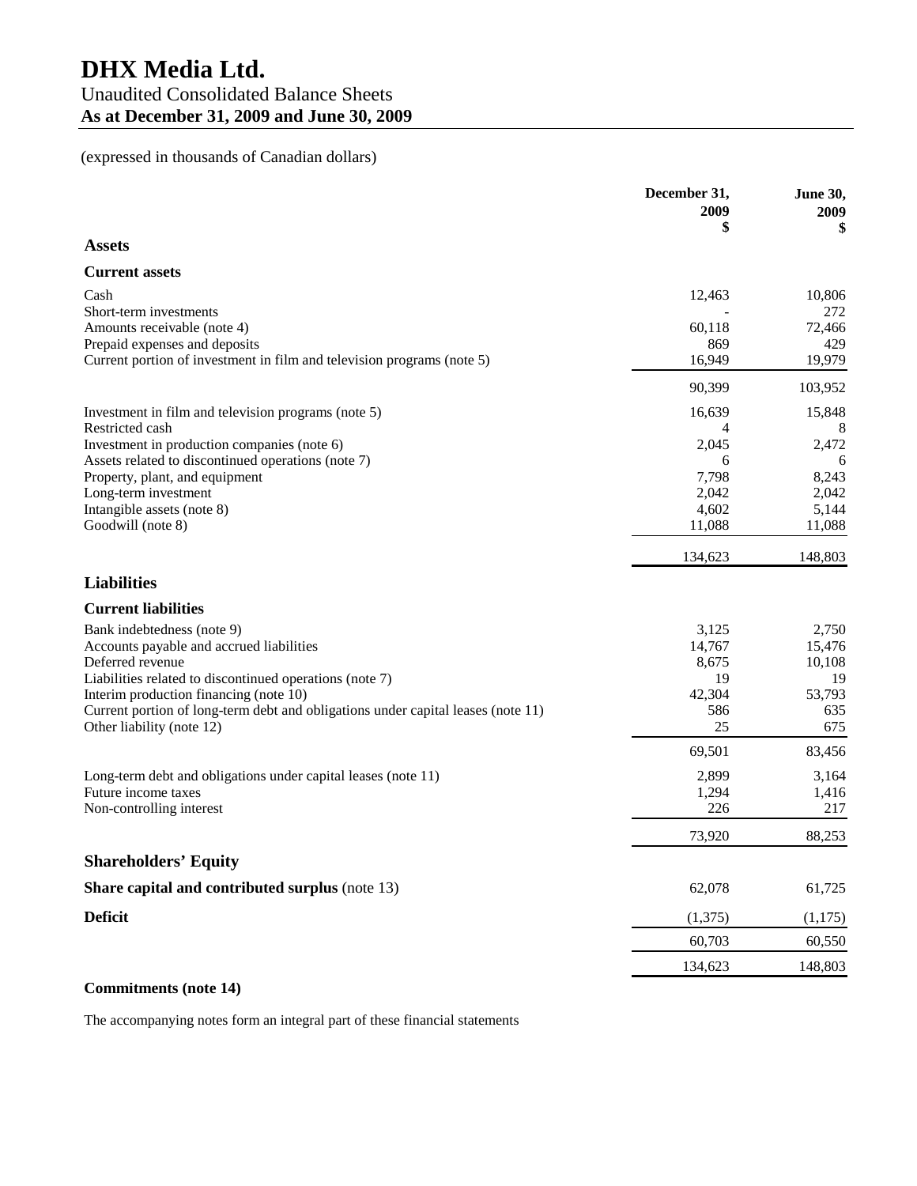# DHX Media Ltd.

## Unaudited Consolidated Balance Sheets

**As at December 31, 2009 and June 30, 2009**

(expressed in thousands of Canadian dollars)

| | December 31, 2009 $ | June 30, 2009 $ |
|---|---|---|
| **Assets** | | |
| **Current assets** | | |
| Cash | 12,463 | 10,806 |
| Short-term investments | - | 272 |
| Amounts receivable (note 4) | 60,118 | 72,466 |
| Prepaid expenses and deposits | 869 | 429 |
| Current portion of investment in film and television programs (note 5) | 16,949 | 19,979 |
| | 90,399 | 103,952 |
| Investment in film and television programs (note 5) | 16,639 | 15,848 |
| Restricted cash | 4 | 8 |
| Investment in production companies (note 6) | 2,045 | 2,472 |
| Assets related to discontinued operations (note 7) | 6 | 6 |
| Property, plant, and equipment | 7,798 | 8,243 |
| Long-term investment | 2,042 | 2,042 |
| Intangible assets (note 8) | 4,602 | 5,144 |
| Goodwill (note 8) | 11,088 | 11,088 |
| | 134,623 | 148,803 |
| **Liabilities** | | |
| **Current liabilities** | | |
| Bank indebtedness (note 9) | 3,125 | 2,750 |
| Accounts payable and accrued liabilities | 14,767 | 15,476 |
| Deferred revenue | 8,675 | 10,108 |
| Liabilities related to discontinued operations (note 7) | 19 | 19 |
| Interim production financing (note 10) | 42,304 | 53,793 |
| Current portion of long-term debt and obligations under capital leases (note 11) | 586 | 635 |
| Other liability (note 12) | 25 | 675 |
| | 69,501 | 83,456 |
| Long-term debt and obligations under capital leases (note 11) | 2,899 | 3,164 |
| Future income taxes | 1,294 | 1,416 |
| Non-controlling interest | 226 | 217 |
| | 73,920 | 88,253 |
| **Shareholders' Equity** | | |
| **Share capital and contributed surplus** (note 13) | 62,078 | 61,725 |
| **Deficit** | (1,375) | (1,175) |
| | 60,703 | 60,550 |
| | 134,623 | 148,803 |

**Commitments (note 14)**

The accompanying notes form an integral part of these financial statements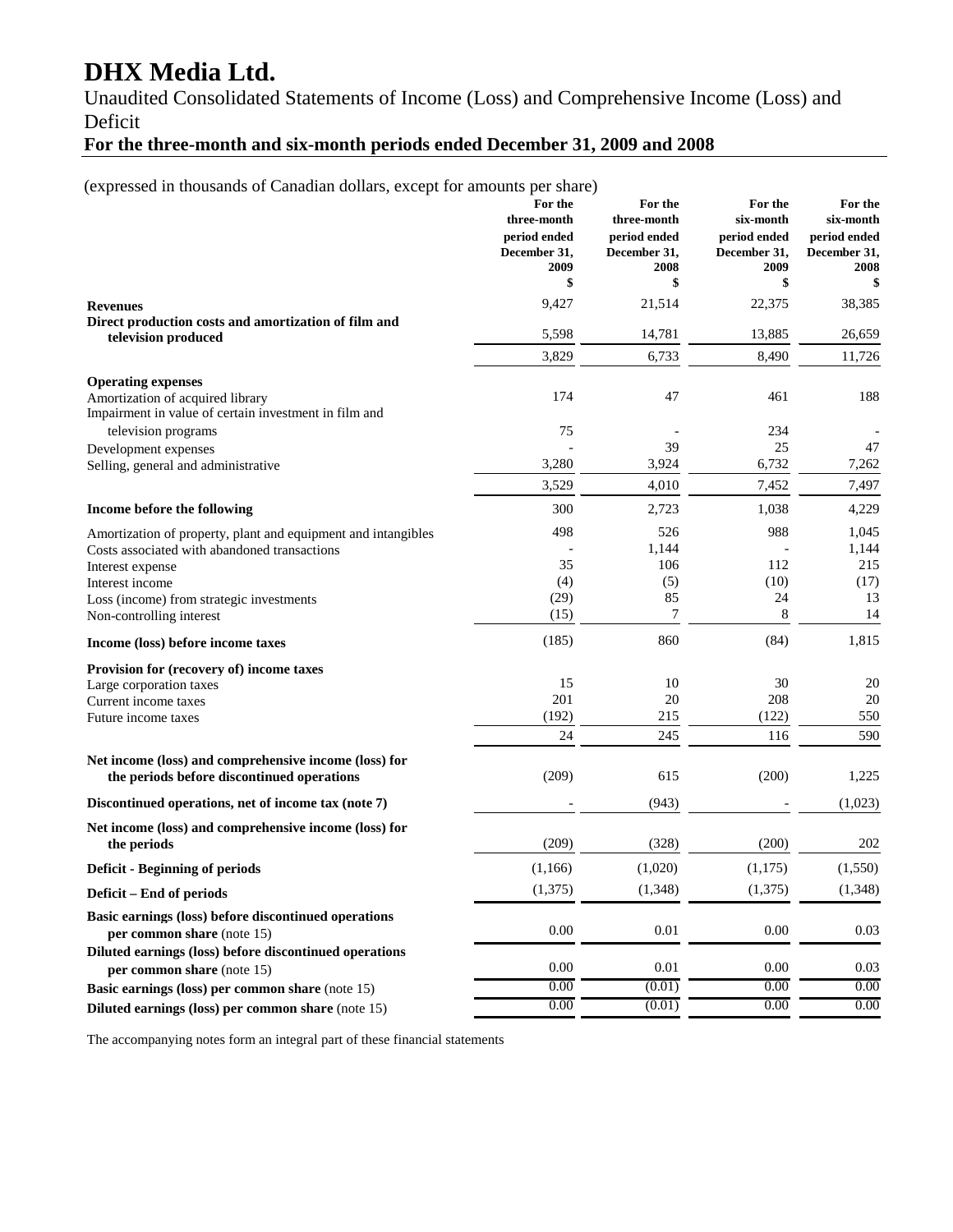# DHX Media Ltd.

Unaudited Consolidated Statements of Income (Loss) and Comprehensive Income (Loss) and Deficit

**For the three-month and six-month periods ended December 31, 2009 and 2008**

(expressed in thousands of Canadian dollars, except for amounts per share)

| | For the three-month period ended December 31, 2009 $ | For the three-month period ended December 31, 2008 $ | For the six-month period ended December 31, 2009 $ | For the six-month period ended December 31, 2008 $ |
|---|---|---|---|---|
| **Revenues** | 9,427 | 21,514 | 22,375 | 38,385 |
| **Direct production costs and amortization of film and television produced** | 5,598 | 14,781 | 13,885 | 26,659 |
| | 3,829 | 6,733 | 8,490 | 11,726 |
| **Operating expenses** | | | | |
| Amortization of acquired library | 174 | 47 | 461 | 188 |
| Impairment in value of certain investment in film and television programs | 75 | - | 234 | - |
| Development expenses | - | 39 | 25 | 47 |
| Selling, general and administrative | 3,280 | 3,924 | 6,732 | 7,262 |
| | 3,529 | 4,010 | 7,452 | 7,497 |
| **Income before the following** | 300 | 2,723 | 1,038 | 4,229 |
| Amortization of property, plant and equipment and intangibles | 498 | 526 | 988 | 1,045 |
| Costs associated with abandoned transactions | - | 1,144 | - | 1,144 |
| Interest expense | 35 | 106 | 112 | 215 |
| Interest income | (4) | (5) | (10) | (17) |
| Loss (income) from strategic investments | (29) | 85 | 24 | 13 |
| Non-controlling interest | (15) | 7 | 8 | 14 |
| **Income (loss) before income taxes** | (185) | 860 | (84) | 1,815 |
| **Provision for (recovery of) income taxes** | | | | |
| Large corporation taxes | 15 | 10 | 30 | 20 |
| Current income taxes | 201 | 20 | 208 | 20 |
| Future income taxes | (192) | 215 | (122) | 550 |
| | 24 | 245 | 116 | 590 |
| **Net income (loss) and comprehensive income (loss) for the periods before discontinued operations** | (209) | 615 | (200) | 1,225 |
| **Discontinued operations, net of income tax (note 7)** | - | (943) | - | (1,023) |
| **Net income (loss) and comprehensive income (loss) for the periods** | (209) | (328) | (200) | 202 |
| **Deficit - Beginning of periods** | (1,166) | (1,020) | (1,175) | (1,550) |
| **Deficit – End of periods** | (1,375) | (1,348) | (1,375) | (1,348) |
| **Basic earnings (loss) before discontinued operations per common share** (note 15) | 0.00 | 0.01 | 0.00 | 0.03 |
| **Diluted earnings (loss) before discontinued operations per common share** (note 15) | 0.00 | 0.01 | 0.00 | 0.03 |
| **Basic earnings (loss) per common share** (note 15) | 0.00 | (0.01) | 0.00 | 0.00 |
| **Diluted earnings (loss) per common share** (note 15) | 0.00 | (0.01) | 0.00 | 0.00 |

The accompanying notes form an integral part of these financial statements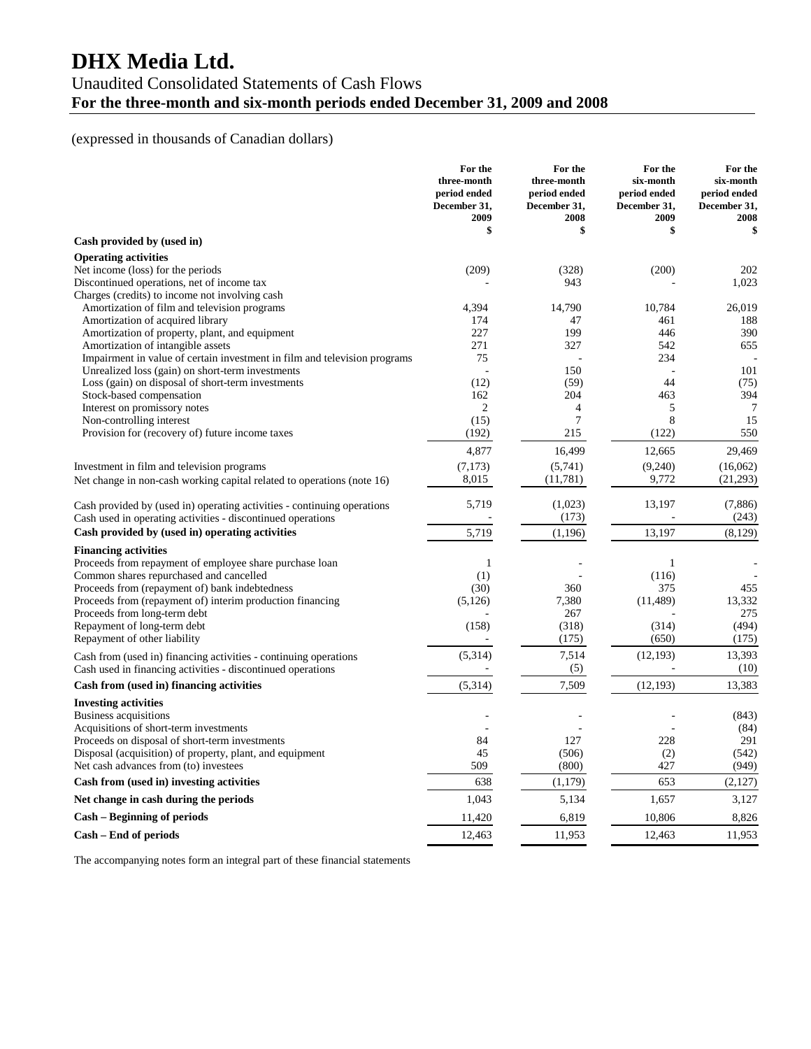# DHX Media Ltd.

## Unaudited Consolidated Statements of Cash Flows

## For the three-month and six-month periods ended December 31, 2009 and 2008

(expressed in thousands of Canadian dollars)

| | For the three-month period ended December 31, 2009 $ | For the three-month period ended December 31, 2008 $ | For the six-month period ended December 31, 2009 $ | For the six-month period ended December 31, 2008 $ |
|---|---|---|---|---|
| **Cash provided by (used in)** | | | | |
| **Operating activities** | | | | |
| Net income (loss) for the periods | (209) | (328) | (200) | 202 |
| Discontinued operations, net of income tax | - | 943 | - | 1,023 |
| Charges (credits) to income not involving cash | | | | |
| Amortization of film and television programs | 4,394 | 14,790 | 10,784 | 26,019 |
| Amortization of acquired library | 174 | 47 | 461 | 188 |
| Amortization of property, plant, and equipment | 227 | 199 | 446 | 390 |
| Amortization of intangible assets | 271 | 327 | 542 | 655 |
| Impairment in value of certain investment in film and television programs | 75 | - | 234 | - |
| Unrealized loss (gain) on short-term investments | - | 150 | - | 101 |
| Loss (gain) on disposal of short-term investments | (12) | (59) | 44 | (75) |
| Stock-based compensation | 162 | 204 | 463 | 394 |
| Interest on promissory notes | 2 | 4 | 5 | 7 |
| Non-controlling interest | (15) | 7 | 8 | 15 |
| Provision for (recovery of) future income taxes | (192) | 215 | (122) | 550 |
| | 4,877 | 16,499 | 12,665 | 29,469 |
| Investment in film and television programs | (7,173) | (5,741) | (9,240) | (16,062) |
| Net change in non-cash working capital related to operations (note 16) | 8,015 | (11,781) | 9,772 | (21,293) |
| Cash provided by (used in) operating activities - continuing operations | 5,719 | (1,023) | 13,197 | (7,886) |
| Cash used in operating activities - discontinued operations | - | (173) | - | (243) |
| **Cash provided by (used in) operating activities** | 5,719 | (1,196) | 13,197 | (8,129) |
| **Financing activities** | | | | |
| Proceeds from repayment of employee share purchase loan | 1 | - | 1 | - |
| Common shares repurchased and cancelled | (1) | - | (116) | - |
| Proceeds from (repayment of) bank indebtedness | (30) | 360 | 375 | 455 |
| Proceeds from (repayment of) interim production financing | (5,126) | 7,380 | (11,489) | 13,332 |
| Proceeds from long-term debt | - | 267 | - | 275 |
| Repayment of long-term debt | (158) | (318) | (314) | (494) |
| Repayment of other liability | - | (175) | (650) | (175) |
| Cash from (used in) financing activities - continuing operations | (5,314) | 7,514 | (12,193) | 13,393 |
| Cash used in financing activities - discontinued operations | - | (5) | - | (10) |
| **Cash from (used in) financing activities** | (5,314) | 7,509 | (12,193) | 13,383 |
| **Investing activities** | | | | |
| Business acquisitions | - | - | - | (843) |
| Acquisitions of short-term investments | - | - | - | (84) |
| Proceeds on disposal of short-term investments | 84 | 127 | 228 | 291 |
| Disposal (acquisition) of property, plant, and equipment | 45 | (506) | (2) | (542) |
| Net cash advances from (to) investees | 509 | (800) | 427 | (949) |
| **Cash from (used in) investing activities** | 638 | (1,179) | 653 | (2,127) |
| **Net change in cash during the periods** | 1,043 | 5,134 | 1,657 | 3,127 |
| **Cash – Beginning of periods** | 11,420 | 6,819 | 10,806 | 8,826 |
| **Cash – End of periods** | 12,463 | 11,953 | 12,463 | 11,953 |

The accompanying notes form an integral part of these financial statements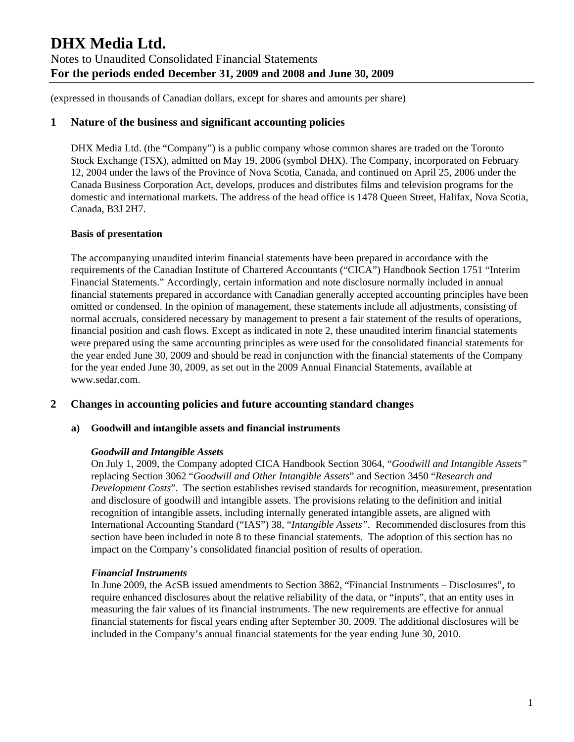# DHX Media Ltd.

Notes to Unaudited Consolidated Financial Statements

**For the periods ended December 31, 2009 and 2008 and June 30, 2009**

(expressed in thousands of Canadian dollars, except for shares and amounts per share)

## 1 Nature of the business and significant accounting policies

DHX Media Ltd. (the "Company") is a public company whose common shares are traded on the Toronto Stock Exchange (TSX), admitted on May 19, 2006 (symbol DHX). The Company, incorporated on February 12, 2004 under the laws of the Province of Nova Scotia, Canada, and continued on April 25, 2006 under the Canada Business Corporation Act, develops, produces and distributes films and television programs for the domestic and international markets. The address of the head office is 1478 Queen Street, Halifax, Nova Scotia, Canada, B3J 2H7.

**Basis of presentation**

The accompanying unaudited interim financial statements have been prepared in accordance with the requirements of the Canadian Institute of Chartered Accountants ("CICA") Handbook Section 1751 "Interim Financial Statements." Accordingly, certain information and note disclosure normally included in annual financial statements prepared in accordance with Canadian generally accepted accounting principles have been omitted or condensed. In the opinion of management, these statements include all adjustments, consisting of normal accruals, considered necessary by management to present a fair statement of the results of operations, financial position and cash flows. Except as indicated in note 2, these unaudited interim financial statements were prepared using the same accounting principles as were used for the consolidated financial statements for the year ended June 30, 2009 and should be read in conjunction with the financial statements of the Company for the year ended June 30, 2009, as set out in the 2009 Annual Financial Statements, available at www.sedar.com.

## 2 Changes in accounting policies and future accounting standard changes

### a) Goodwill and intangible assets and financial instruments

***Goodwill and Intangible Assets***

On July 1, 2009, the Company adopted CICA Handbook Section 3064, "*Goodwill and Intangible Assets"* replacing Section 3062 "*Goodwill and Other Intangible Assets*" and Section 3450 "*Research and Development Costs*". The section establishes revised standards for recognition, measurement, presentation and disclosure of goodwill and intangible assets. The provisions relating to the definition and initial recognition of intangible assets, including internally generated intangible assets, are aligned with International Accounting Standard ("IAS") 38, "*Intangible Assets".* Recommended disclosures from this section have been included in note 8 to these financial statements. The adoption of this section has no impact on the Company's consolidated financial position of results of operation.

***Financial Instruments***

In June 2009, the AcSB issued amendments to Section 3862, "Financial Instruments – Disclosures", to require enhanced disclosures about the relative reliability of the data, or "inputs", that an entity uses in measuring the fair values of its financial instruments. The new requirements are effective for annual financial statements for fiscal years ending after September 30, 2009. The additional disclosures will be included in the Company's annual financial statements for the year ending June 30, 2010.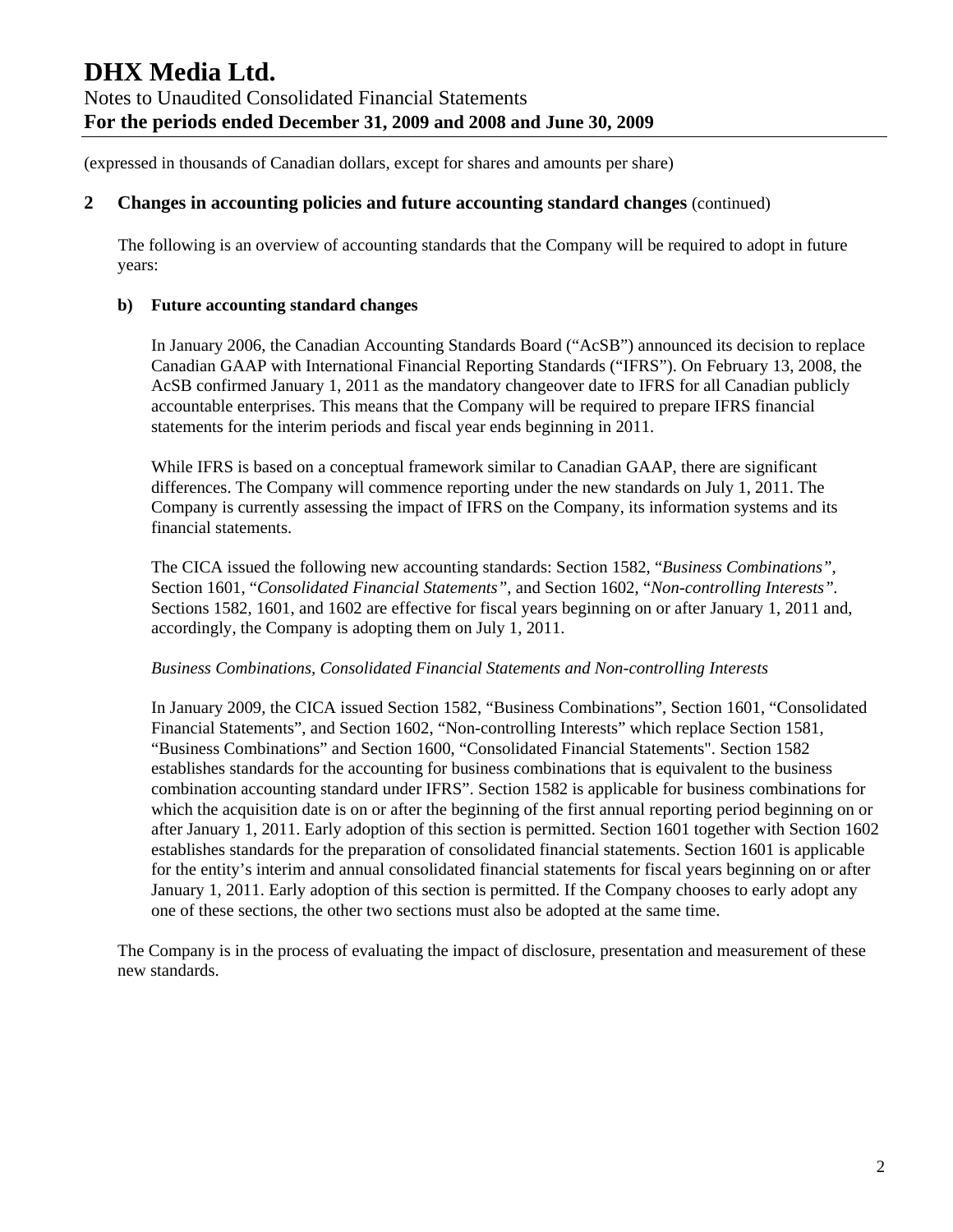(expressed in thousands of Canadian dollars, except for shares and amounts per share)

## 2 Changes in accounting policies and future accounting standard changes (continued)

The following is an overview of accounting standards that the Company will be required to adopt in future years:

### b) Future accounting standard changes

In January 2006, the Canadian Accounting Standards Board ("AcSB") announced its decision to replace Canadian GAAP with International Financial Reporting Standards ("IFRS"). On February 13, 2008, the AcSB confirmed January 1, 2011 as the mandatory changeover date to IFRS for all Canadian publicly accountable enterprises. This means that the Company will be required to prepare IFRS financial statements for the interim periods and fiscal year ends beginning in 2011.

While IFRS is based on a conceptual framework similar to Canadian GAAP, there are significant differences. The Company will commence reporting under the new standards on July 1, 2011. The Company is currently assessing the impact of IFRS on the Company, its information systems and its financial statements.

The CICA issued the following new accounting standards: Section 1582, "*Business Combinations"*, Section 1601, "*Consolidated Financial Statements"*, and Section 1602, "*Non-controlling Interests"*. Sections 1582, 1601, and 1602 are effective for fiscal years beginning on or after January 1, 2011 and, accordingly, the Company is adopting them on July 1, 2011.

*Business Combinations, Consolidated Financial Statements and Non-controlling Interests*

In January 2009, the CICA issued Section 1582, "Business Combinations", Section 1601, "Consolidated Financial Statements", and Section 1602, "Non-controlling Interests" which replace Section 1581, "Business Combinations" and Section 1600, "Consolidated Financial Statements". Section 1582 establishes standards for the accounting for business combinations that is equivalent to the business combination accounting standard under IFRS". Section 1582 is applicable for business combinations for which the acquisition date is on or after the beginning of the first annual reporting period beginning on or after January 1, 2011. Early adoption of this section is permitted. Section 1601 together with Section 1602 establishes standards for the preparation of consolidated financial statements. Section 1601 is applicable for the entity's interim and annual consolidated financial statements for fiscal years beginning on or after January 1, 2011. Early adoption of this section is permitted. If the Company chooses to early adopt any one of these sections, the other two sections must also be adopted at the same time.

The Company is in the process of evaluating the impact of disclosure, presentation and measurement of these new standards.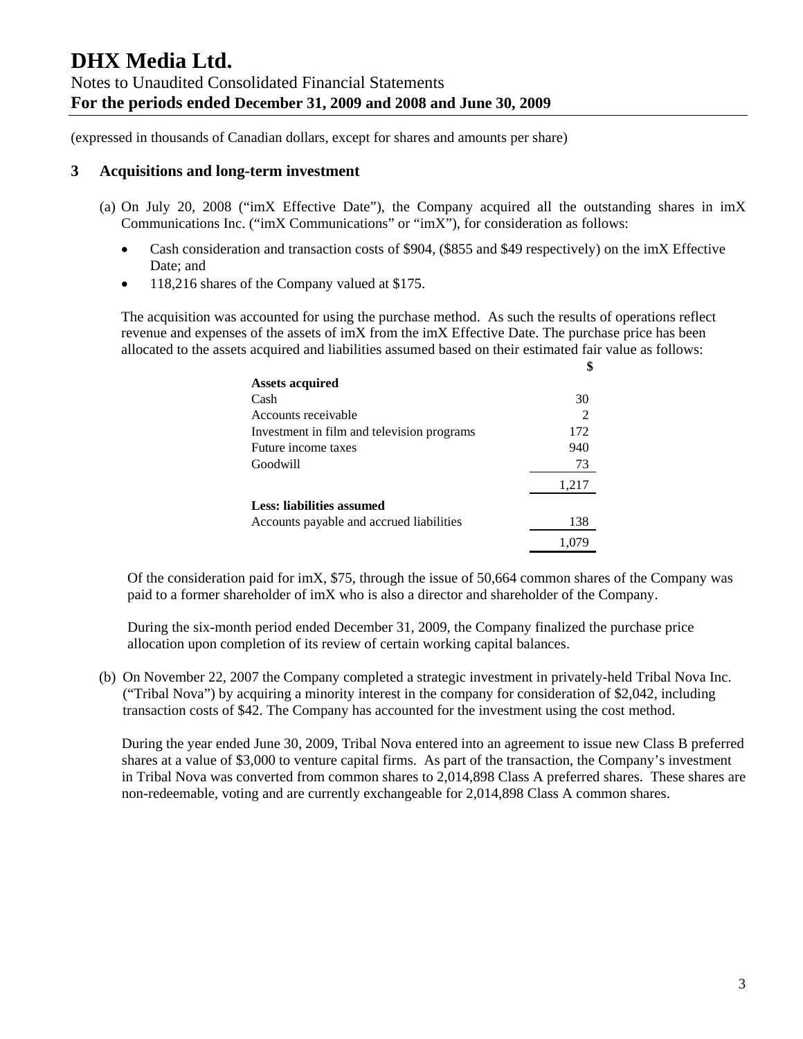(expressed in thousands of Canadian dollars, except for shares and amounts per share)

## 3 Acquisitions and long-term investment

(a) On July 20, 2008 ("imX Effective Date"), the Company acquired all the outstanding shares in imX Communications Inc. ("imX Communications" or "imX"), for consideration as follows:

- Cash consideration and transaction costs of $904, ($855 and $49 respectively) on the imX Effective Date; and
- 118,216 shares of the Company valued at $175.

The acquisition was accounted for using the purchase method. As such the results of operations reflect revenue and expenses of the assets of imX from the imX Effective Date. The purchase price has been allocated to the assets acquired and liabilities assumed based on their estimated fair value as follows:

| | $ |
|---|---|
| **Assets acquired** | |
| Cash | 30 |
| Accounts receivable | 2 |
| Investment in film and television programs | 172 |
| Future income taxes | 940 |
| Goodwill | 73 |
| | 1,217 |
| **Less: liabilities assumed** | |
| Accounts payable and accrued liabilities | 138 |
| | 1,079 |

Of the consideration paid for imX, $75, through the issue of 50,664 common shares of the Company was paid to a former shareholder of imX who is also a director and shareholder of the Company.

During the six-month period ended December 31, 2009, the Company finalized the purchase price allocation upon completion of its review of certain working capital balances.

(b) On November 22, 2007 the Company completed a strategic investment in privately-held Tribal Nova Inc. ("Tribal Nova") by acquiring a minority interest in the company for consideration of $2,042, including transaction costs of $42. The Company has accounted for the investment using the cost method.

During the year ended June 30, 2009, Tribal Nova entered into an agreement to issue new Class B preferred shares at a value of $3,000 to venture capital firms. As part of the transaction, the Company's investment in Tribal Nova was converted from common shares to 2,014,898 Class A preferred shares. These shares are non-redeemable, voting and are currently exchangeable for 2,014,898 Class A common shares.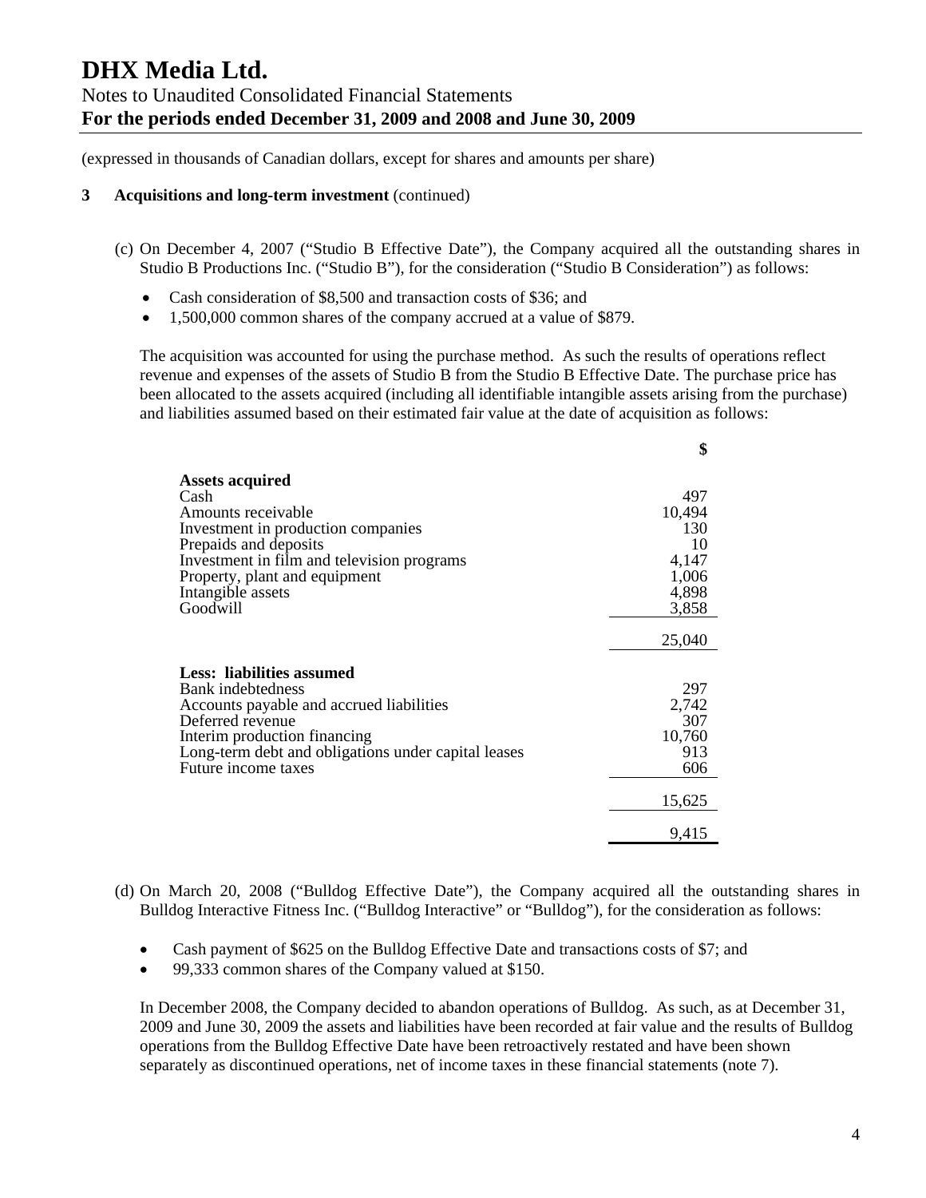(expressed in thousands of Canadian dollars, except for shares and amounts per share)

**3 Acquisitions and long-term investment** (continued)

(c) On December 4, 2007 ("Studio B Effective Date"), the Company acquired all the outstanding shares in Studio B Productions Inc. ("Studio B"), for the consideration ("Studio B Consideration") as follows:

- Cash consideration of $8,500 and transaction costs of $36; and
- 1,500,000 common shares of the company accrued at a value of $879.

The acquisition was accounted for using the purchase method. As such the results of operations reflect revenue and expenses of the assets of Studio B from the Studio B Effective Date. The purchase price has been allocated to the assets acquired (including all identifiable intangible assets arising from the purchase) and liabilities assumed based on their estimated fair value at the date of acquisition as follows:

| | $ |
|---|---|
| **Assets acquired** | |
| Cash | 497 |
| Amounts receivable | 10,494 |
| Investment in production companies | 130 |
| Prepaids and deposits | 10 |
| Investment in film and television programs | 4,147 |
| Property, plant and equipment | 1,006 |
| Intangible assets | 4,898 |
| Goodwill | 3,858 |
| | 25,040 |
| **Less: liabilities assumed** | |
| Bank indebtedness | 297 |
| Accounts payable and accrued liabilities | 2,742 |
| Deferred revenue | 307 |
| Interim production financing | 10,760 |
| Long-term debt and obligations under capital leases | 913 |
| Future income taxes | 606 |
| | 15,625 |
| | 9,415 |

(d) On March 20, 2008 ("Bulldog Effective Date"), the Company acquired all the outstanding shares in Bulldog Interactive Fitness Inc. ("Bulldog Interactive" or "Bulldog"), for the consideration as follows:

- Cash payment of $625 on the Bulldog Effective Date and transactions costs of $7; and
- 99,333 common shares of the Company valued at $150.

In December 2008, the Company decided to abandon operations of Bulldog. As such, as at December 31, 2009 and June 30, 2009 the assets and liabilities have been recorded at fair value and the results of Bulldog operations from the Bulldog Effective Date have been retroactively restated and have been shown separately as discontinued operations, net of income taxes in these financial statements (note 7).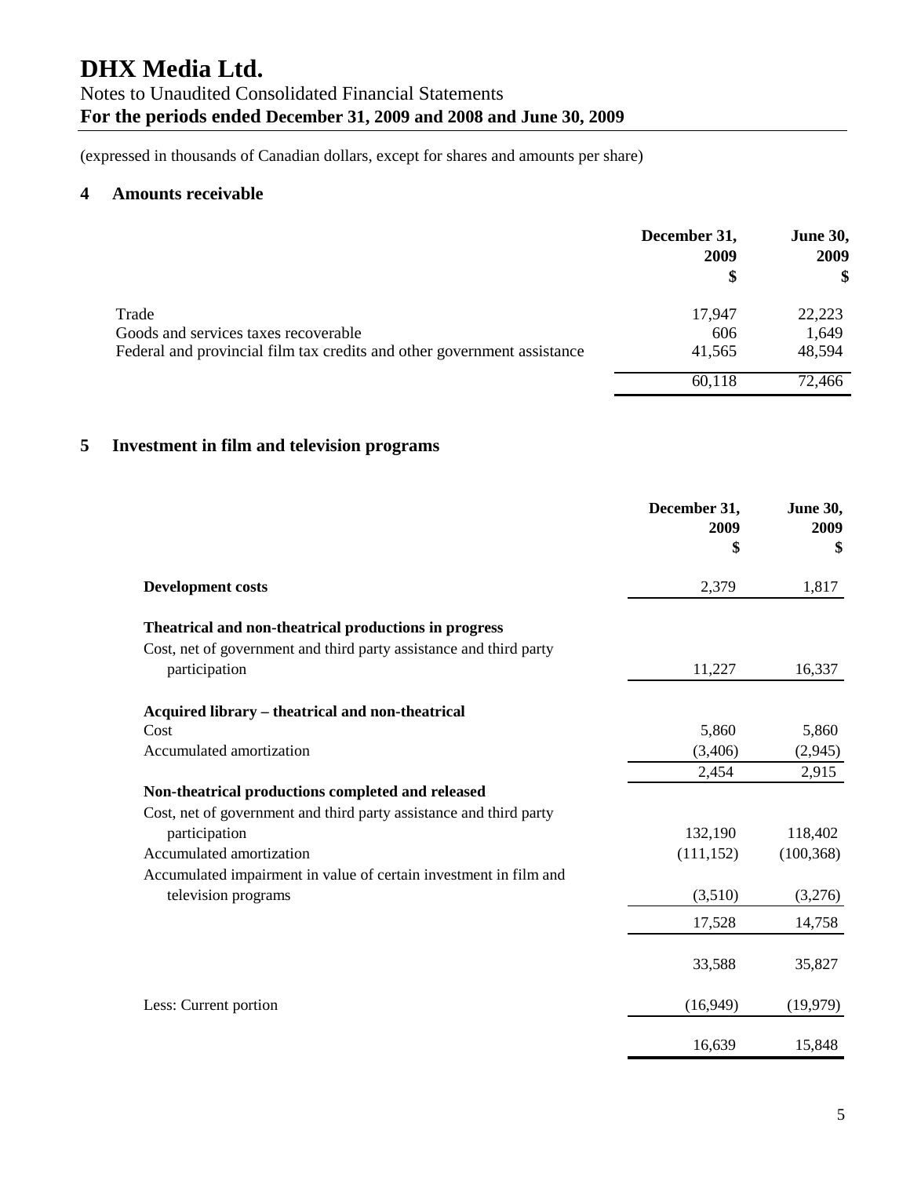# DHX Media Ltd.

Notes to Unaudited Consolidated Financial Statements
**For the periods ended December 31, 2009 and 2008 and June 30, 2009**

(expressed in thousands of Canadian dollars, except for shares and amounts per share)

## 4 Amounts receivable

| | December 31, 2009 $ | June 30, 2009 $ |
|---|---|---|
| Trade | 17,947 | 22,223 |
| Goods and services taxes recoverable | 606 | 1,649 |
| Federal and provincial film tax credits and other government assistance | 41,565 | 48,594 |
| | 60,118 | 72,466 |

## 5 Investment in film and television programs

| | December 31, 2009 $ | June 30, 2009 $ |
|---|---|---|
| **Development costs** | 2,379 | 1,817 |
| **Theatrical and non-theatrical productions in progress** | | |
| Cost, net of government and third party assistance and third party participation | 11,227 | 16,337 |
| **Acquired library – theatrical and non-theatrical** | | |
| Cost | 5,860 | 5,860 |
| Accumulated amortization | (3,406) | (2,945) |
| | 2,454 | 2,915 |
| **Non-theatrical productions completed and released** | | |
| Cost, net of government and third party assistance and third party participation | 132,190 | 118,402 |
| Accumulated amortization | (111,152) | (100,368) |
| Accumulated impairment in value of certain investment in film and television programs | (3,510) | (3,276) |
| | 17,528 | 14,758 |
| | 33,588 | 35,827 |
| Less: Current portion | (16,949) | (19,979) |
| | 16,639 | 15,848 |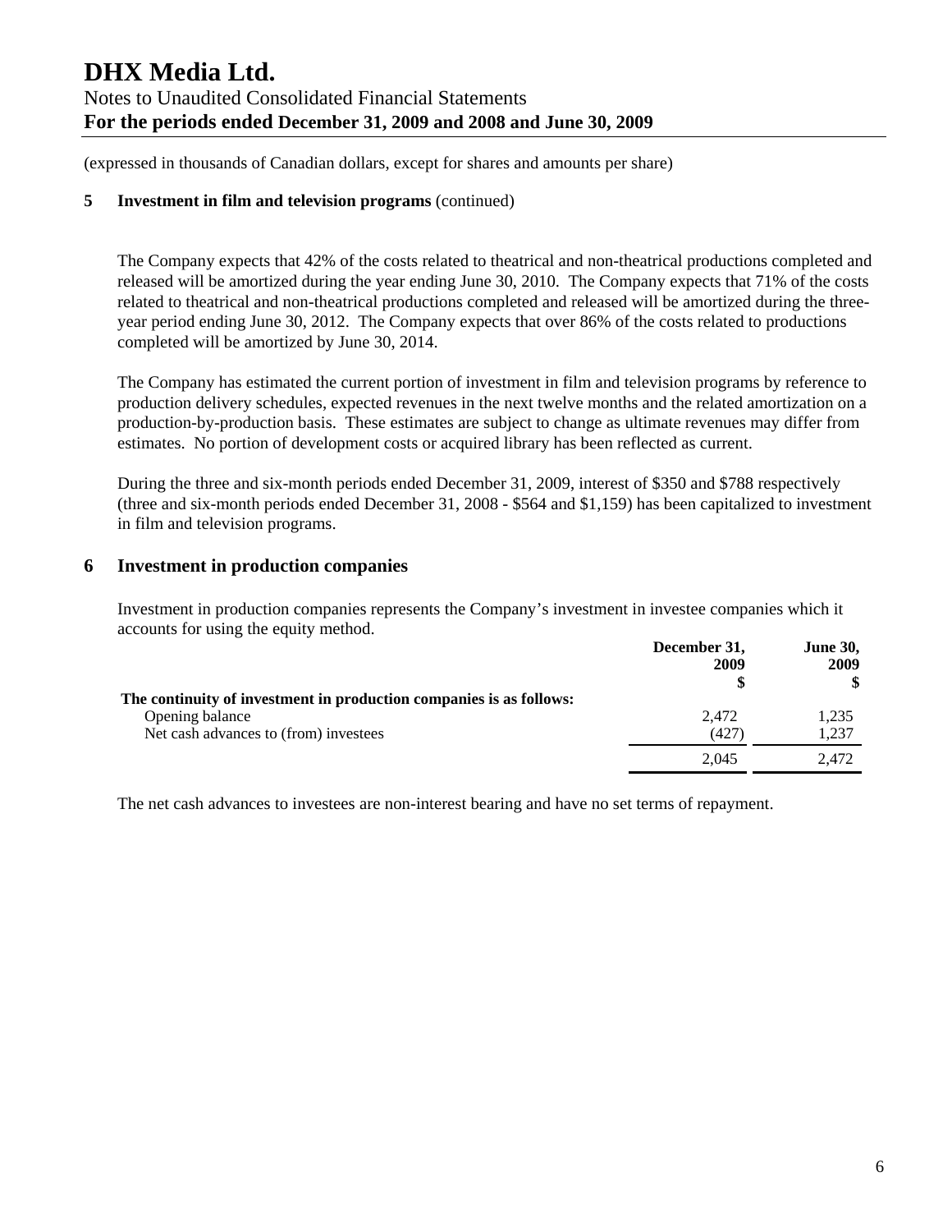(expressed in thousands of Canadian dollars, except for shares and amounts per share)

**5 Investment in film and television programs** (continued)

The Company expects that 42% of the costs related to theatrical and non-theatrical productions completed and released will be amortized during the year ending June 30, 2010. The Company expects that 71% of the costs related to theatrical and non-theatrical productions completed and released will be amortized during the three-year period ending June 30, 2012. The Company expects that over 86% of the costs related to productions completed will be amortized by June 30, 2014.

The Company has estimated the current portion of investment in film and television programs by reference to production delivery schedules, expected revenues in the next twelve months and the related amortization on a production-by-production basis. These estimates are subject to change as ultimate revenues may differ from estimates. No portion of development costs or acquired library has been reflected as current.

During the three and six-month periods ended December 31, 2009, interest of \$350 and \$788 respectively (three and six-month periods ended December 31, 2008 - \$564 and \$1,159) has been capitalized to investment in film and television programs.

## 6 Investment in production companies

Investment in production companies represents the Company's investment in investee companies which it accounts for using the equity method.

| | December 31, 2009 \$ | June 30, 2009 \$ |
|---|---|---|
| **The continuity of investment in production companies is as follows:** | | |
| Opening balance | 2,472 | 1,235 |
| Net cash advances to (from) investees | (427) | 1,237 |
| | 2,045 | 2,472 |

The net cash advances to investees are non-interest bearing and have no set terms of repayment.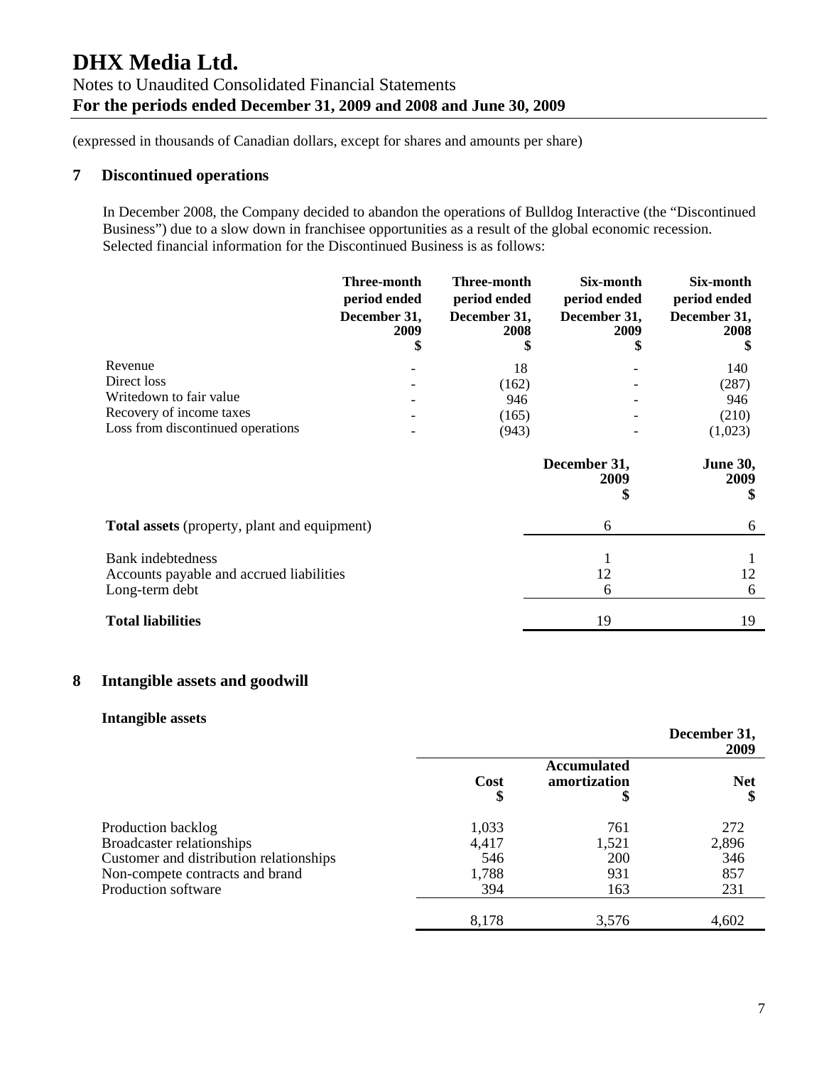# DHX Media Ltd.

Notes to Unaudited Consolidated Financial Statements
**For the periods ended December 31, 2009 and 2008 and June 30, 2009**

(expressed in thousands of Canadian dollars, except for shares and amounts per share)

## 7 Discontinued operations

In December 2008, the Company decided to abandon the operations of Bulldog Interactive (the "Discontinued Business") due to a slow down in franchisee opportunities as a result of the global economic recession. Selected financial information for the Discontinued Business is as follows:

| | Three-month period ended December 31, 2009 $ | Three-month period ended December 31, 2008 $ | Six-month period ended December 31, 2009 $ | Six-month period ended December 31, 2008 $ |
|---|---|---|---|---|
| Revenue | - | 18 | - | 140 |
| Direct loss | - | (162) | - | (287) |
| Writedown to fair value | - | 946 | - | 946 |
| Recovery of income taxes | - | (165) | - | (210) |
| Loss from discontinued operations | - | (943) | - | (1,023) |

| | December 31, 2009 $ | June 30, 2009 $ |
|---|---|---|
| **Total assets** (property, plant and equipment) | 6 | 6 |
| Bank indebtedness | 1 | 1 |
| Accounts payable and accrued liabilities | 12 | 12 |
| Long-term debt | 6 | 6 |
| **Total liabilities** | 19 | 19 |

## 8 Intangible assets and goodwill

**Intangible assets**

| | | | December 31, 2009 |
|---|---|---|---|
| | Cost $ | Accumulated amortization $ | Net $ |
| Production backlog | 1,033 | 761 | 272 |
| Broadcaster relationships | 4,417 | 1,521 | 2,896 |
| Customer and distribution relationships | 546 | 200 | 346 |
| Non-compete contracts and brand | 1,788 | 931 | 857 |
| Production software | 394 | 163 | 231 |
| | 8,178 | 3,576 | 4,602 |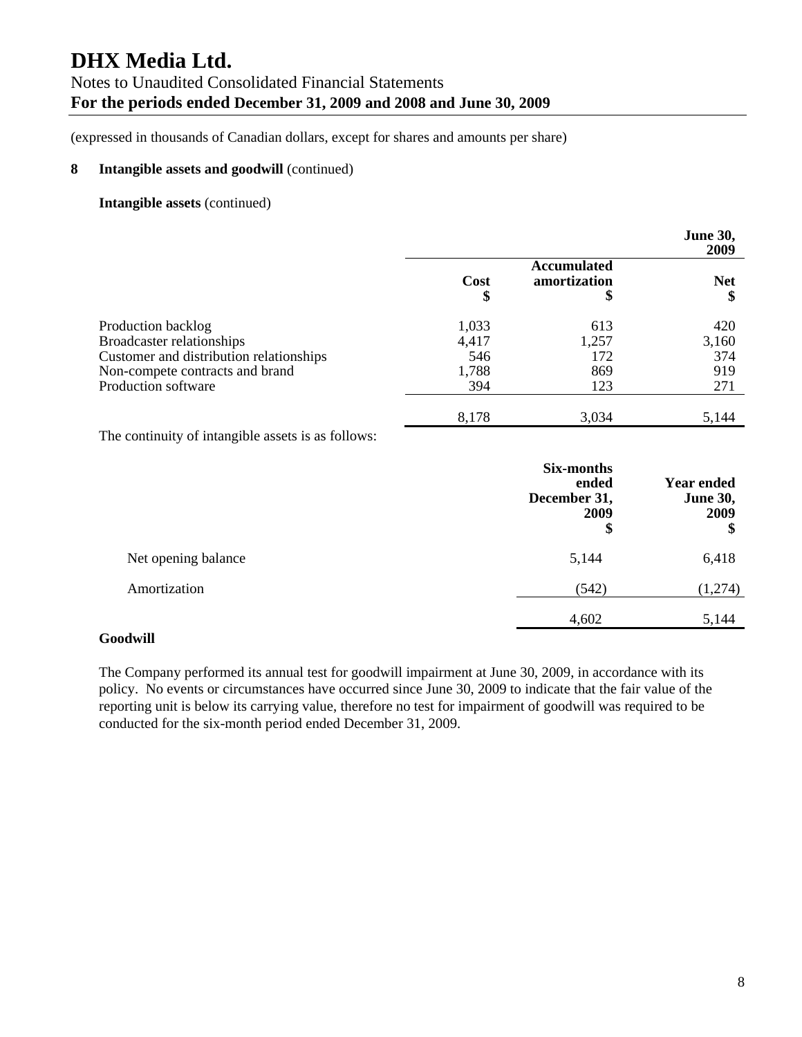(expressed in thousands of Canadian dollars, except for shares and amounts per share)

## 8 Intangible assets and goodwill (continued)

**Intangible assets** (continued)

| | | | **June 30, 2009** |
|---|---|---|---|
| | **Cost \$** | **Accumulated amortization \$** | **Net \$** |
| Production backlog | 1,033 | 613 | 420 |
| Broadcaster relationships | 4,417 | 1,257 | 3,160 |
| Customer and distribution relationships | 546 | 172 | 374 |
| Non-compete contracts and brand | 1,788 | 869 | 919 |
| Production software | 394 | 123 | 271 |
| | 8,178 | 3,034 | 5,144 |

The continuity of intangible assets is as follows:

| | **Six-months ended December 31, 2009 \$** | **Year ended June 30, 2009 \$** |
|---|---|---|
| Net opening balance | 5,144 | 6,418 |
| Amortization | (542) | (1,274) |
| | 4,602 | 5,144 |

**Goodwill**

The Company performed its annual test for goodwill impairment at June 30, 2009, in accordance with its policy. No events or circumstances have occurred since June 30, 2009 to indicate that the fair value of the reporting unit is below its carrying value, therefore no test for impairment of goodwill was required to be conducted for the six-month period ended December 31, 2009.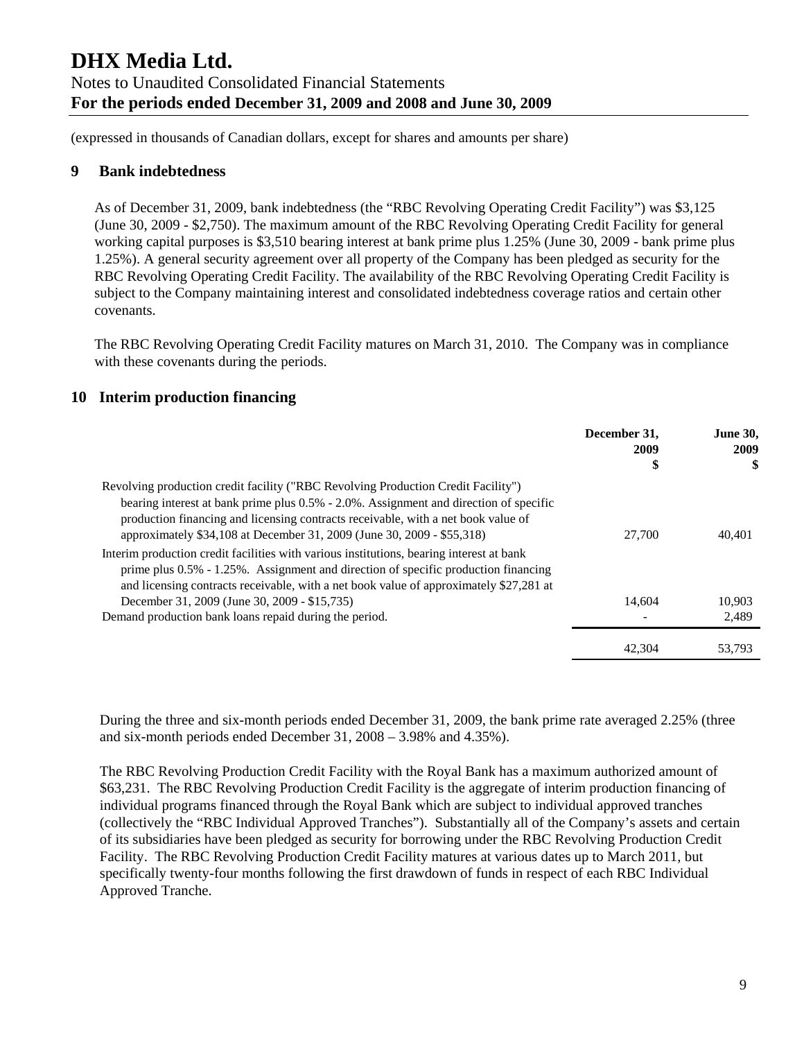# DHX Media Ltd.

Notes to Unaudited Consolidated Financial Statements

**For the periods ended December 31, 2009 and 2008 and June 30, 2009**

(expressed in thousands of Canadian dollars, except for shares and amounts per share)

## 9 Bank indebtedness

As of December 31, 2009, bank indebtedness (the "RBC Revolving Operating Credit Facility") was $3,125 (June 30, 2009 - $2,750). The maximum amount of the RBC Revolving Operating Credit Facility for general working capital purposes is $3,510 bearing interest at bank prime plus 1.25% (June 30, 2009 - bank prime plus 1.25%). A general security agreement over all property of the Company has been pledged as security for the RBC Revolving Operating Credit Facility. The availability of the RBC Revolving Operating Credit Facility is subject to the Company maintaining interest and consolidated indebtedness coverage ratios and certain other covenants.

The RBC Revolving Operating Credit Facility matures on March 31, 2010. The Company was in compliance with these covenants during the periods.

## 10 Interim production financing

| | December 31, 2009 $ | June 30, 2009 $ |
|---|---|---|
| Revolving production credit facility ("RBC Revolving Production Credit Facility") bearing interest at bank prime plus 0.5% - 2.0%. Assignment and direction of specific production financing and licensing contracts receivable, with a net book value of approximately $34,108 at December 31, 2009 (June 30, 2009 - $55,318) | 27,700 | 40,401 |
| Interim production credit facilities with various institutions, bearing interest at bank prime plus 0.5% - 1.25%. Assignment and direction of specific production financing and licensing contracts receivable, with a net book value of approximately $27,281 at December 31, 2009 (June 30, 2009 - $15,735) | 14,604 | 10,903 |
| Demand production bank loans repaid during the period. | - | 2,489 |
| | 42,304 | 53,793 |

During the three and six-month periods ended December 31, 2009, the bank prime rate averaged 2.25% (three and six-month periods ended December 31, 2008 – 3.98% and 4.35%).

The RBC Revolving Production Credit Facility with the Royal Bank has a maximum authorized amount of $63,231. The RBC Revolving Production Credit Facility is the aggregate of interim production financing of individual programs financed through the Royal Bank which are subject to individual approved tranches (collectively the "RBC Individual Approved Tranches"). Substantially all of the Company's assets and certain of its subsidiaries have been pledged as security for borrowing under the RBC Revolving Production Credit Facility. The RBC Revolving Production Credit Facility matures at various dates up to March 2011, but specifically twenty-four months following the first drawdown of funds in respect of each RBC Individual Approved Tranche.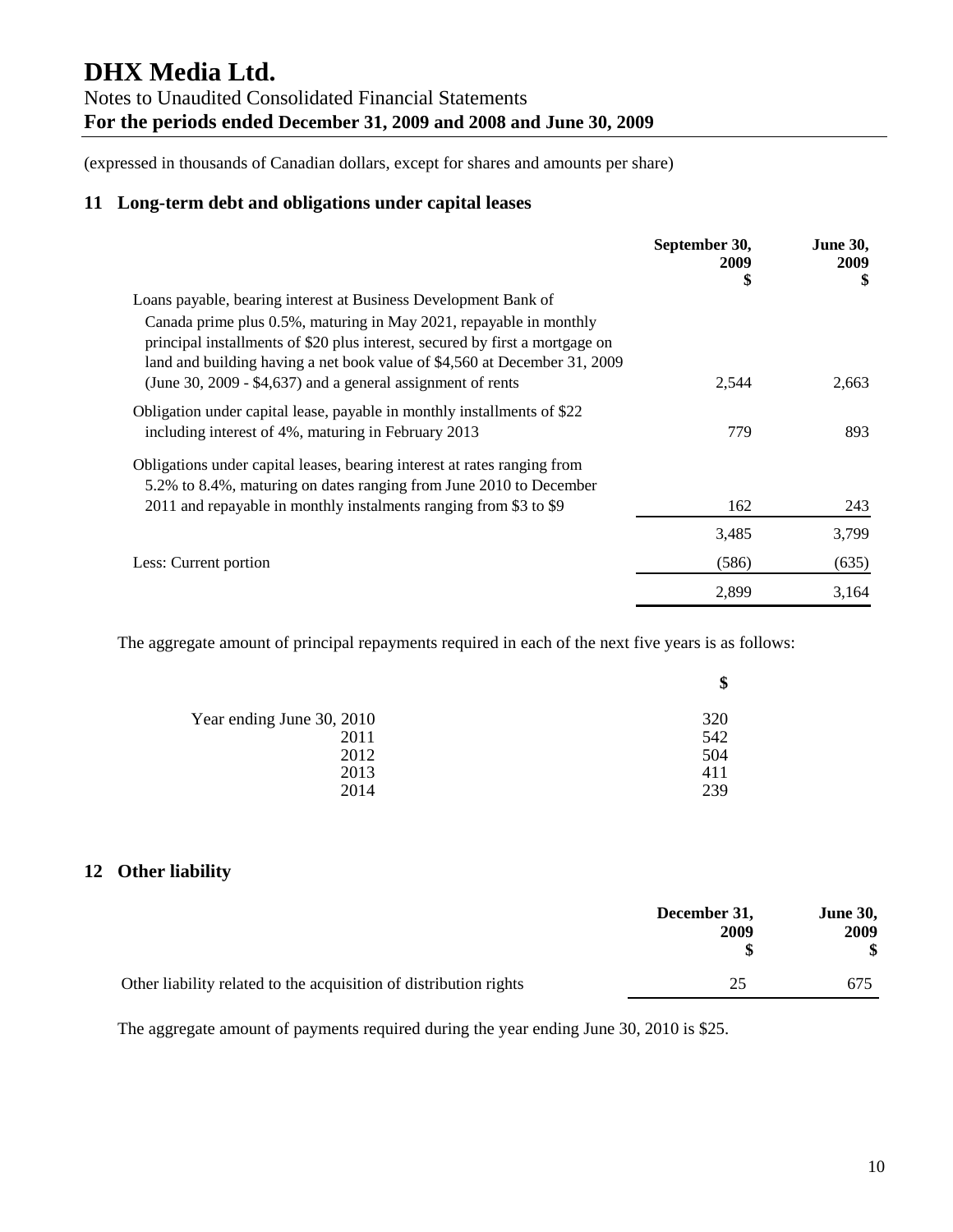# DHX Media Ltd.

Notes to Unaudited Consolidated Financial Statements
**For the periods ended December 31, 2009 and 2008 and June 30, 2009**

(expressed in thousands of Canadian dollars, except for shares and amounts per share)

## 11 Long-term debt and obligations under capital leases

| | September 30, 2009 $ | June 30, 2009 $ |
|---|---|---|
| Loans payable, bearing interest at Business Development Bank of Canada prime plus 0.5%, maturing in May 2021, repayable in monthly principal installments of $20 plus interest, secured by first a mortgage on land and building having a net book value of $4,560 at December 31, 2009 (June 30, 2009 - $4,637) and a general assignment of rents | 2,544 | 2,663 |
| Obligation under capital lease, payable in monthly installments of $22 including interest of 4%, maturing in February 2013 | 779 | 893 |
| Obligations under capital leases, bearing interest at rates ranging from 5.2% to 8.4%, maturing on dates ranging from June 2010 to December 2011 and repayable in monthly instalments ranging from $3 to $9 | 162 | 243 |
| | 3,485 | 3,799 |
| Less: Current portion | (586) | (635) |
| | 2,899 | 3,164 |

The aggregate amount of principal repayments required in each of the next five years is as follows:

| | $ |
|---|---|
| Year ending June 30, 2010 | 320 |
| 2011 | 542 |
| 2012 | 504 |
| 2013 | 411 |
| 2014 | 239 |

## 12 Other liability

| | December 31, 2009 $ | June 30, 2009 $ |
|---|---|---|
| Other liability related to the acquisition of distribution rights | 25 | 675 |

The aggregate amount of payments required during the year ending June 30, 2010 is $25.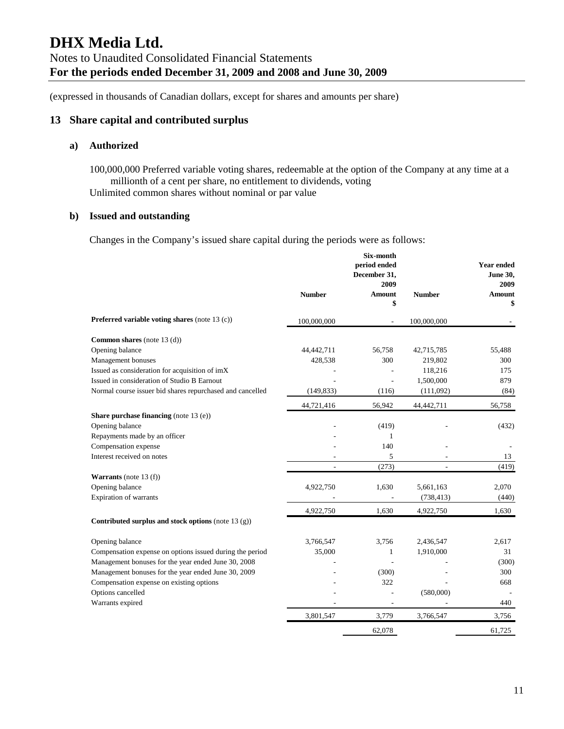# DHX Media Ltd.

Notes to Unaudited Consolidated Financial Statements

**For the periods ended December 31, 2009 and 2008 and June 30, 2009**

(expressed in thousands of Canadian dollars, except for shares and amounts per share)

## 13 Share capital and contributed surplus

### a) Authorized

100,000,000 Preferred variable voting shares, redeemable at the option of the Company at any time at a millionth of a cent per share, no entitlement to dividends, voting

Unlimited common shares without nominal or par value

### b) Issued and outstanding

Changes in the Company's issued share capital during the periods were as follows:

| | Number | Six-month period ended December 31, 2009 Amount $ | Number | Year ended June 30, 2009 Amount $ |
|---|---|---|---|---|
| **Preferred variable voting shares** (note 13 (c)) | 100,000,000 | - | 100,000,000 | - |
| **Common shares** (note 13 (d)) | | | | |
| Opening balance | 44,442,711 | 56,758 | 42,715,785 | 55,488 |
| Management bonuses | 428,538 | 300 | 219,802 | 300 |
| Issued as consideration for acquisition of imX | - | - | 118,216 | 175 |
| Issued in consideration of Studio B Earnout | - | - | 1,500,000 | 879 |
| Normal course issuer bid shares repurchased and cancelled | (149,833) | (116) | (111,092) | (84) |
| | 44,721,416 | 56,942 | 44,442,711 | 56,758 |
| **Share purchase financing** (note 13 (e)) | | | | |
| Opening balance | - | (419) | - | (432) |
| Repayments made by an officer | - | 1 | | |
| Compensation expense | - | 140 | - | - |
| Interest received on notes | - | 5 | - | 13 |
| | - | (273) | - | (419) |
| **Warrants** (note 13 (f)) | | | | |
| Opening balance | 4,922,750 | 1,630 | 5,661,163 | 2,070 |
| Expiration of warrants | - | - | (738,413) | (440) |
| | 4,922,750 | 1,630 | 4,922,750 | 1,630 |
| **Contributed surplus and stock options** (note 13 (g)) | | | | |
| Opening balance | 3,766,547 | 3,756 | 2,436,547 | 2,617 |
| Compensation expense on options issued during the period | 35,000 | 1 | 1,910,000 | 31 |
| Management bonuses for the year ended June 30, 2008 | - | - | - | (300) |
| Management bonuses for the year ended June 30, 2009 | - | (300) | - | 300 |
| Compensation expense on existing options | - | 322 | - | 668 |
| Options cancelled | - | - | (580,000) | - |
| Warrants expired | - | - | - | 440 |
| | 3,801,547 | 3,779 | 3,766,547 | 3,756 |
| | | 62,078 | | 61,725 |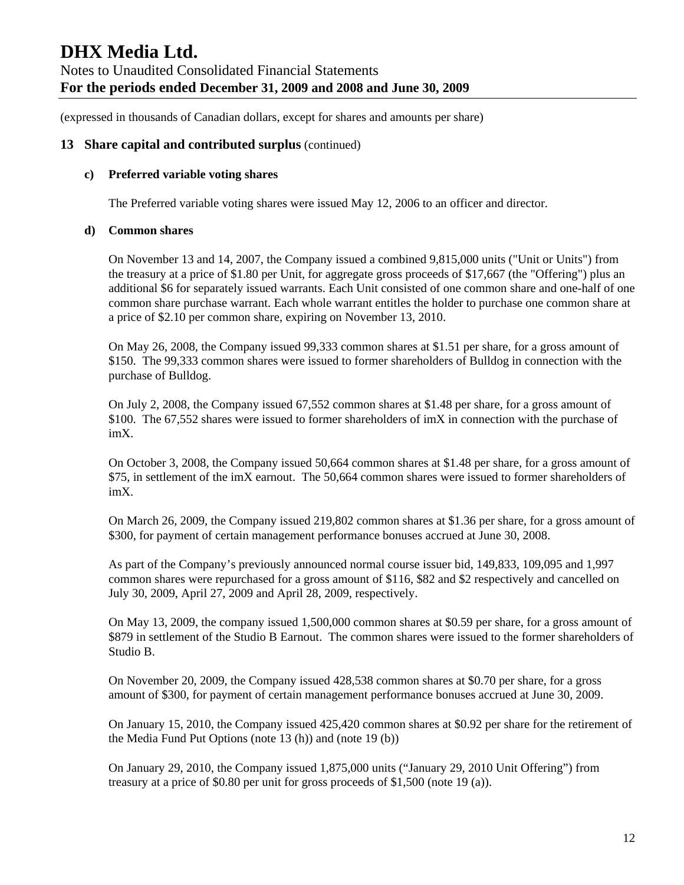(expressed in thousands of Canadian dollars, except for shares and amounts per share)

## 13 Share capital and contributed surplus (continued)

### c) Preferred variable voting shares

The Preferred variable voting shares were issued May 12, 2006 to an officer and director.

### d) Common shares

On November 13 and 14, 2007, the Company issued a combined 9,815,000 units ("Unit or Units") from the treasury at a price of $1.80 per Unit, for aggregate gross proceeds of $17,667 (the "Offering") plus an additional $6 for separately issued warrants. Each Unit consisted of one common share and one-half of one common share purchase warrant. Each whole warrant entitles the holder to purchase one common share at a price of $2.10 per common share, expiring on November 13, 2010.

On May 26, 2008, the Company issued 99,333 common shares at $1.51 per share, for a gross amount of $150. The 99,333 common shares were issued to former shareholders of Bulldog in connection with the purchase of Bulldog.

On July 2, 2008, the Company issued 67,552 common shares at $1.48 per share, for a gross amount of $100. The 67,552 shares were issued to former shareholders of imX in connection with the purchase of imX.

On October 3, 2008, the Company issued 50,664 common shares at $1.48 per share, for a gross amount of $75, in settlement of the imX earnout. The 50,664 common shares were issued to former shareholders of imX.

On March 26, 2009, the Company issued 219,802 common shares at $1.36 per share, for a gross amount of $300, for payment of certain management performance bonuses accrued at June 30, 2008.

As part of the Company's previously announced normal course issuer bid, 149,833, 109,095 and 1,997 common shares were repurchased for a gross amount of $116, $82 and $2 respectively and cancelled on July 30, 2009, April 27, 2009 and April 28, 2009, respectively.

On May 13, 2009, the company issued 1,500,000 common shares at $0.59 per share, for a gross amount of $879 in settlement of the Studio B Earnout. The common shares were issued to the former shareholders of Studio B.

On November 20, 2009, the Company issued 428,538 common shares at $0.70 per share, for a gross amount of $300, for payment of certain management performance bonuses accrued at June 30, 2009.

On January 15, 2010, the Company issued 425,420 common shares at $0.92 per share for the retirement of the Media Fund Put Options (note 13 (h)) and (note 19 (b))

On January 29, 2010, the Company issued 1,875,000 units ("January 29, 2010 Unit Offering") from treasury at a price of $0.80 per unit for gross proceeds of $1,500 (note 19 (a)).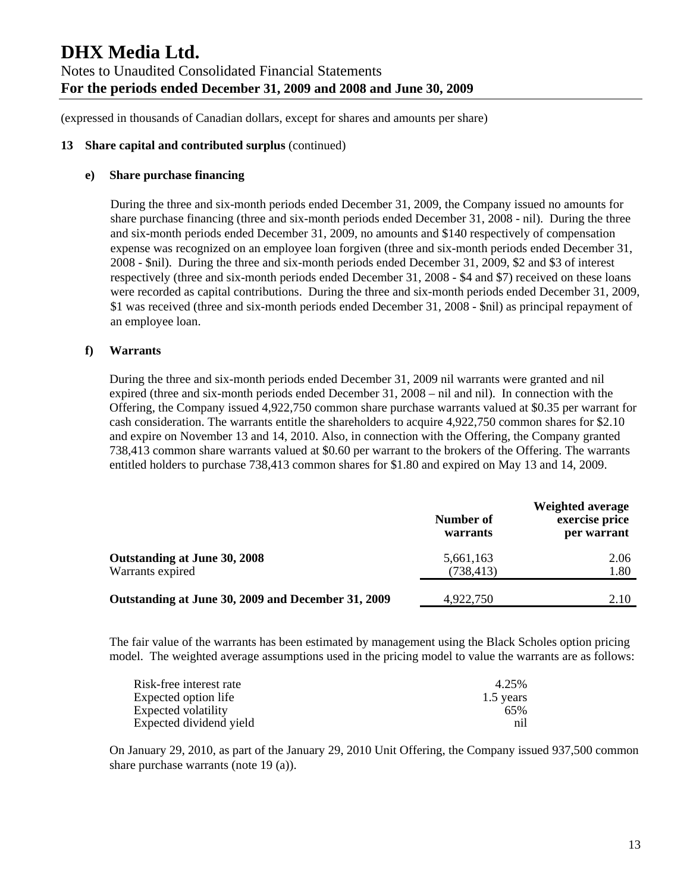(expressed in thousands of Canadian dollars, except for shares and amounts per share)

**13 Share capital and contributed surplus** (continued)

**e) Share purchase financing**

During the three and six-month periods ended December 31, 2009, the Company issued no amounts for share purchase financing (three and six-month periods ended December 31, 2008 - nil). During the three and six-month periods ended December 31, 2009, no amounts and $140 respectively of compensation expense was recognized on an employee loan forgiven (three and six-month periods ended December 31, 2008 - $nil). During the three and six-month periods ended December 31, 2009, $2 and $3 of interest respectively (three and six-month periods ended December 31, 2008 - $4 and $7) received on these loans were recorded as capital contributions. During the three and six-month periods ended December 31, 2009, $1 was received (three and six-month periods ended December 31, 2008 - $nil) as principal repayment of an employee loan.

**f) Warrants**

During the three and six-month periods ended December 31, 2009 nil warrants were granted and nil expired (three and six-month periods ended December 31, 2008 – nil and nil). In connection with the Offering, the Company issued 4,922,750 common share purchase warrants valued at $0.35 per warrant for cash consideration. The warrants entitle the shareholders to acquire 4,922,750 common shares for $2.10 and expire on November 13 and 14, 2010. Also, in connection with the Offering, the Company granted 738,413 common share warrants valued at $0.60 per warrant to the brokers of the Offering. The warrants entitled holders to purchase 738,413 common shares for $1.80 and expired on May 13 and 14, 2009.

| | Number of warrants | Weighted average exercise price per warrant |
|---|---|---|
| **Outstanding at June 30, 2008** | 5,661,163 | 2.06 |
| Warrants expired | (738,413) | 1.80 |
| **Outstanding at June 30, 2009 and December 31, 2009** | 4,922,750 | 2.10 |

The fair value of the warrants has been estimated by management using the Black Scholes option pricing model. The weighted average assumptions used in the pricing model to value the warrants are as follows:

| | |
|---|---|
| Risk-free interest rate | 4.25% |
| Expected option life | 1.5 years |
| Expected volatility | 65% |
| Expected dividend yield | nil |

On January 29, 2010, as part of the January 29, 2010 Unit Offering, the Company issued 937,500 common share purchase warrants (note 19 (a)).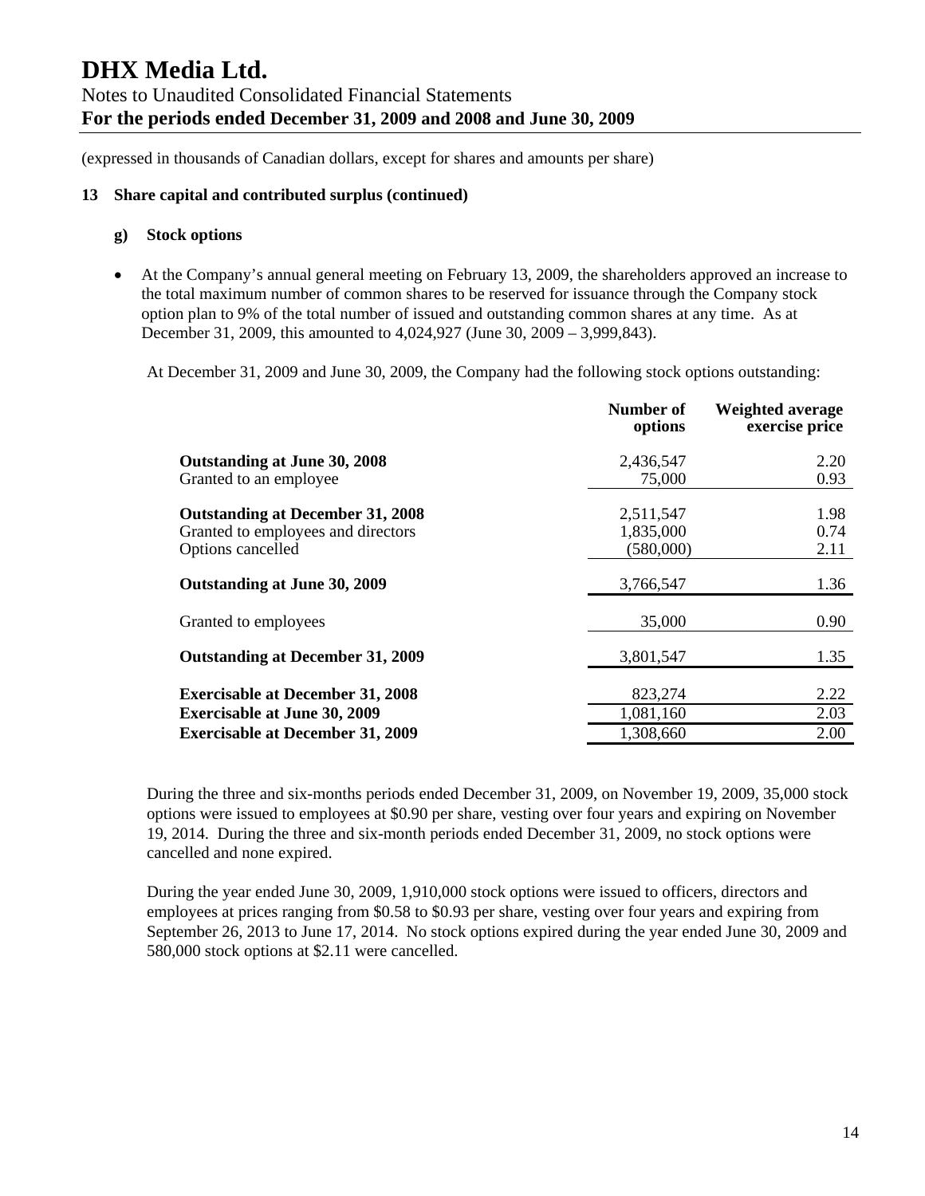# DHX Media Ltd.

Notes to Unaudited Consolidated Financial Statements
**For the periods ended December 31, 2009 and 2008 and June 30, 2009**

(expressed in thousands of Canadian dollars, except for shares and amounts per share)

**13 Share capital and contributed surplus (continued)**

**g) Stock options**

- At the Company's annual general meeting on February 13, 2009, the shareholders approved an increase to the total maximum number of common shares to be reserved for issuance through the Company stock option plan to 9% of the total number of issued and outstanding common shares at any time. As at December 31, 2009, this amounted to 4,024,927 (June 30, 2009 – 3,999,843).

At December 31, 2009 and June 30, 2009, the Company had the following stock options outstanding:

| | Number of options | Weighted average exercise price |
|---|---|---|
| **Outstanding at June 30, 2008** | 2,436,547 | 2.20 |
| Granted to an employee | 75,000 | 0.93 |
| **Outstanding at December 31, 2008** | 2,511,547 | 1.98 |
| Granted to employees and directors | 1,835,000 | 0.74 |
| Options cancelled | (580,000) | 2.11 |
| **Outstanding at June 30, 2009** | 3,766,547 | 1.36 |
| Granted to employees | 35,000 | 0.90 |
| **Outstanding at December 31, 2009** | 3,801,547 | 1.35 |
| **Exercisable at December 31, 2008** | 823,274 | 2.22 |
| **Exercisable at June 30, 2009** | 1,081,160 | 2.03 |
| **Exercisable at December 31, 2009** | 1,308,660 | 2.00 |

During the three and six-months periods ended December 31, 2009, on November 19, 2009, 35,000 stock options were issued to employees at $0.90 per share, vesting over four years and expiring on November 19, 2014. During the three and six-month periods ended December 31, 2009, no stock options were cancelled and none expired.

During the year ended June 30, 2009, 1,910,000 stock options were issued to officers, directors and employees at prices ranging from $0.58 to $0.93 per share, vesting over four years and expiring from September 26, 2013 to June 17, 2014. No stock options expired during the year ended June 30, 2009 and 580,000 stock options at $2.11 were cancelled.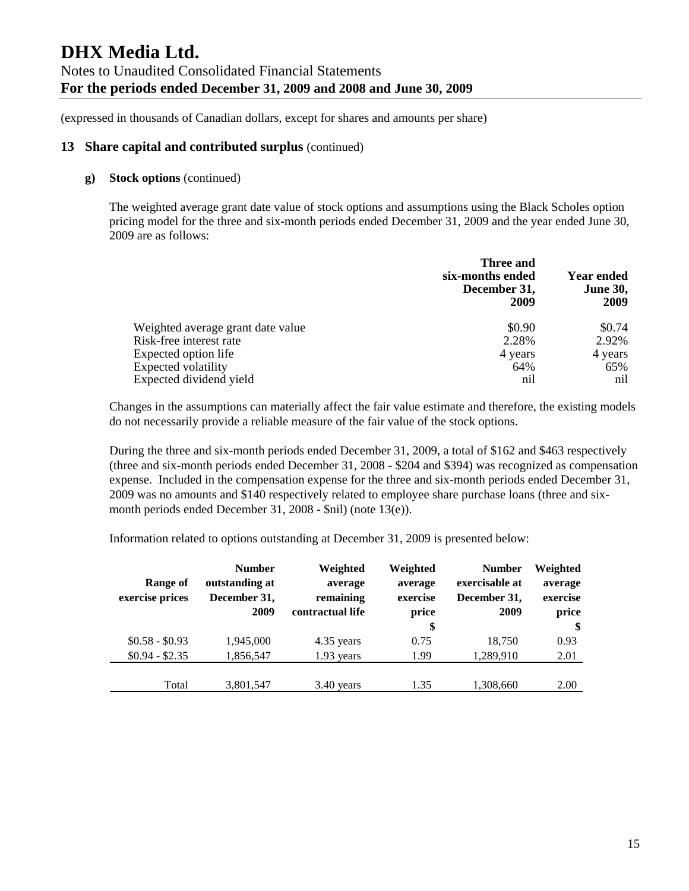(expressed in thousands of Canadian dollars, except for shares and amounts per share)

## 13 Share capital and contributed surplus (continued)

### g) Stock options (continued)

The weighted average grant date value of stock options and assumptions using the Black Scholes option pricing model for the three and six-month periods ended December 31, 2009 and the year ended June 30, 2009 are as follows:

| | Three and six-months ended December 31, 2009 | Year ended June 30, 2009 |
|---|---|---|
| Weighted average grant date value | \$0.90 | \$0.74 |
| Risk-free interest rate | 2.28% | 2.92% |
| Expected option life | 4 years | 4 years |
| Expected volatility | 64% | 65% |
| Expected dividend yield | nil | nil |

Changes in the assumptions can materially affect the fair value estimate and therefore, the existing models do not necessarily provide a reliable measure of the fair value of the stock options.

During the three and six-month periods ended December 31, 2009, a total of \$162 and \$463 respectively (three and six-month periods ended December 31, 2008 - \$204 and \$394) was recognized as compensation expense. Included in the compensation expense for the three and six-month periods ended December 31, 2009 was no amounts and \$140 respectively related to employee share purchase loans (three and six-month periods ended December 31, 2008 - \$nil) (note 13(e)).

Information related to options outstanding at December 31, 2009 is presented below:

| Range of exercise prices | Number outstanding at December 31, 2009 | Weighted average remaining contractual life | Weighted average exercise price \$ | Number exercisable at December 31, 2009 | Weighted average exercise price \$ |
|---|---|---|---|---|---|
| \$0.58 - \$0.93 | 1,945,000 | 4.35 years | 0.75 | 18,750 | 0.93 |
| \$0.94 - \$2.35 | 1,856,547 | 1.93 years | 1.99 | 1,289,910 | 2.01 |
| Total | 3,801,547 | 3.40 years | 1.35 | 1,308,660 | 2.00 |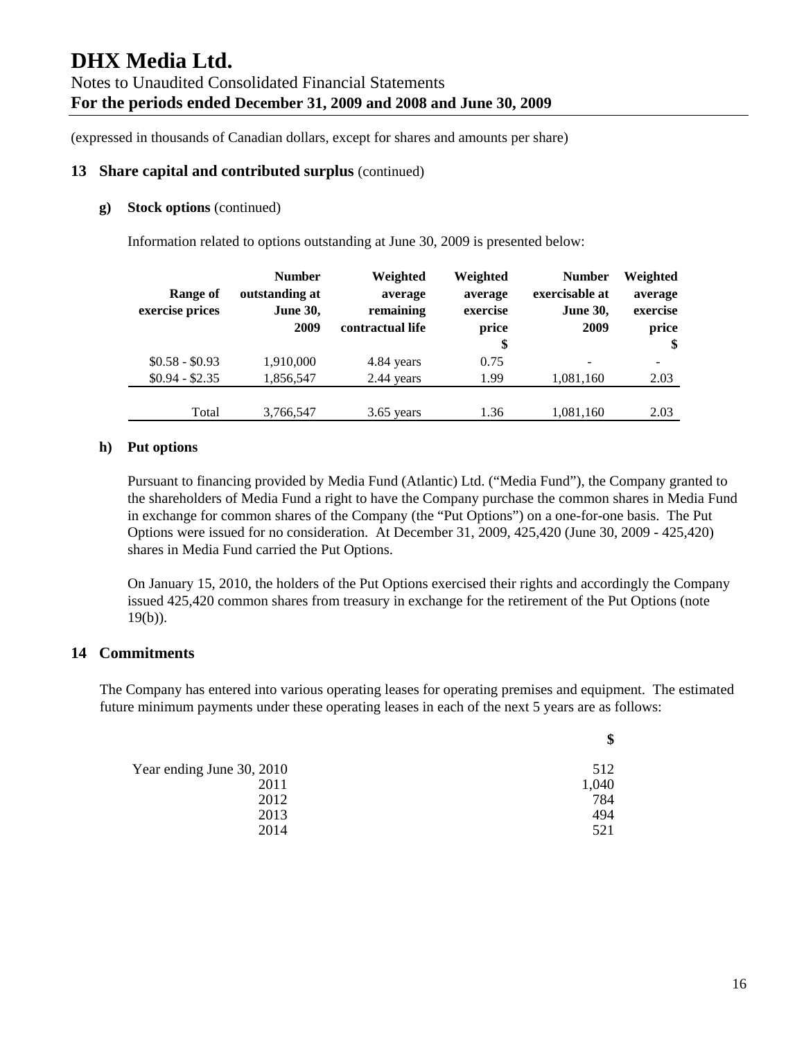# DHX Media Ltd.

Notes to Unaudited Consolidated Financial Statements
**For the periods ended December 31, 2009 and 2008 and June 30, 2009**

(expressed in thousands of Canadian dollars, except for shares and amounts per share)

## 13 Share capital and contributed surplus (continued)

### g) Stock options (continued)

Information related to options outstanding at June 30, 2009 is presented below:

| Range of exercise prices | Number outstanding at June 30, 2009 | Weighted average remaining contractual life | Weighted average exercise price $ | Number exercisable at June 30, 2009 | Weighted average exercise price $ |
|---|---|---|---|---|---|
| $0.58 - $0.93 | 1,910,000 | 4.84 years | 0.75 | - | - |
| $0.94 - $2.35 | 1,856,547 | 2.44 years | 1.99 | 1,081,160 | 2.03 |
| Total | 3,766,547 | 3.65 years | 1.36 | 1,081,160 | 2.03 |

### h) Put options

Pursuant to financing provided by Media Fund (Atlantic) Ltd. ("Media Fund"), the Company granted to the shareholders of Media Fund a right to have the Company purchase the common shares in Media Fund in exchange for common shares of the Company (the "Put Options") on a one-for-one basis. The Put Options were issued for no consideration. At December 31, 2009, 425,420 (June 30, 2009 - 425,420) shares in Media Fund carried the Put Options.

On January 15, 2010, the holders of the Put Options exercised their rights and accordingly the Company issued 425,420 common shares from treasury in exchange for the retirement of the Put Options (note 19(b)).

## 14 Commitments

The Company has entered into various operating leases for operating premises and equipment. The estimated future minimum payments under these operating leases in each of the next 5 years are as follows:

| | $ |
|---|---|
| Year ending June 30, 2010 | 512 |
| 2011 | 1,040 |
| 2012 | 784 |
| 2013 | 494 |
| 2014 | 521 |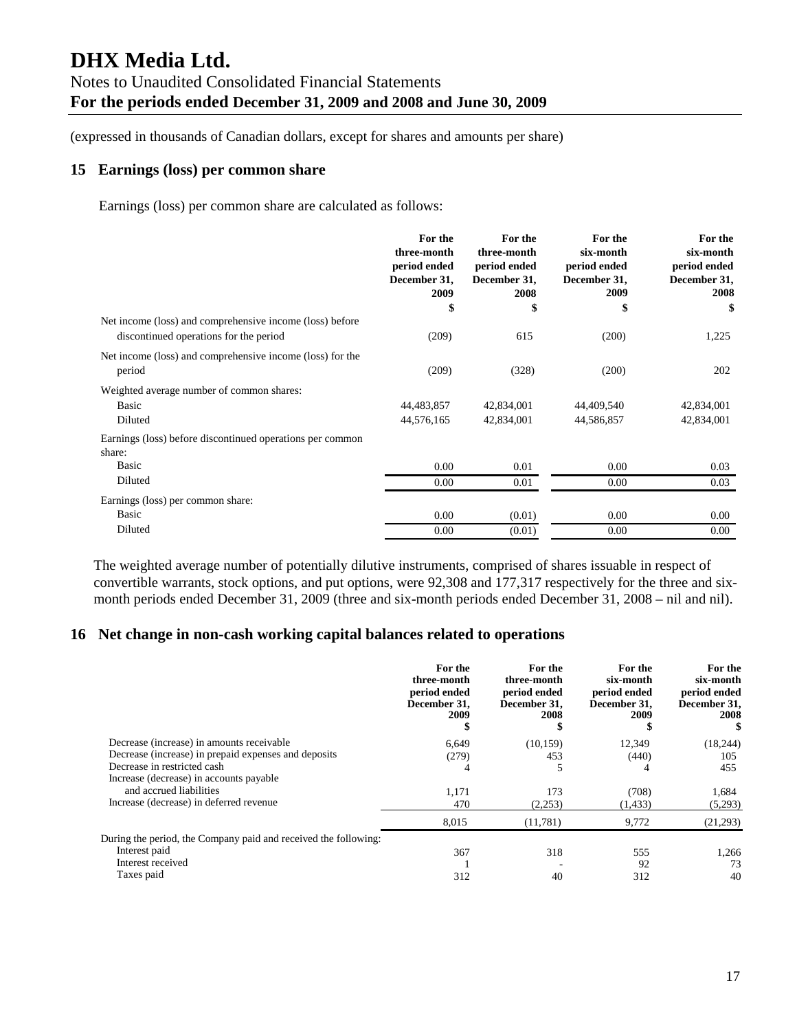# DHX Media Ltd.

Notes to Unaudited Consolidated Financial Statements

**For the periods ended December 31, 2009 and 2008 and June 30, 2009**

(expressed in thousands of Canadian dollars, except for shares and amounts per share)

## 15 Earnings (loss) per common share

Earnings (loss) per common share are calculated as follows:

| | For the three-month period ended December 31, 2009 $ | For the three-month period ended December 31, 2008 $ | For the six-month period ended December 31, 2009 $ | For the six-month period ended December 31, 2008 $ |
|---|---|---|---|---|
| Net income (loss) and comprehensive income (loss) before discontinued operations for the period | (209) | 615 | (200) | 1,225 |
| Net income (loss) and comprehensive income (loss) for the period | (209) | (328) | (200) | 202 |
| Weighted average number of common shares: | | | | |
| Basic | 44,483,857 | 42,834,001 | 44,409,540 | 42,834,001 |
| Diluted | 44,576,165 | 42,834,001 | 44,586,857 | 42,834,001 |
| Earnings (loss) before discontinued operations per common share: | | | | |
| Basic | 0.00 | 0.01 | 0.00 | 0.03 |
| Diluted | 0.00 | 0.01 | 0.00 | 0.03 |
| Earnings (loss) per common share: | | | | |
| Basic | 0.00 | (0.01) | 0.00 | 0.00 |
| Diluted | 0.00 | (0.01) | 0.00 | 0.00 |

The weighted average number of potentially dilutive instruments, comprised of shares issuable in respect of convertible warrants, stock options, and put options, were 92,308 and 177,317 respectively for the three and six-month periods ended December 31, 2009 (three and six-month periods ended December 31, 2008 – nil and nil).

## 16 Net change in non-cash working capital balances related to operations

| | For the three-month period ended December 31, 2009 $ | For the three-month period ended December 31, 2008 $ | For the six-month period ended December 31, 2009 $ | For the six-month period ended December 31, 2008 $ |
|---|---|---|---|---|
| Decrease (increase) in amounts receivable | 6,649 | (10,159) | 12,349 | (18,244) |
| Decrease (increase) in prepaid expenses and deposits | (279) | 453 | (440) | 105 |
| Decrease in restricted cash | 4 | 5 | 4 | 455 |
| Increase (decrease) in accounts payable and accrued liabilities | 1,171 | 173 | (708) | 1,684 |
| Increase (decrease) in deferred revenue | 470 | (2,253) | (1,433) | (5,293) |
| | 8,015 | (11,781) | 9,772 | (21,293) |
| During the period, the Company paid and received the following: | | | | |
| Interest paid | 367 | 318 | 555 | 1,266 |
| Interest received | 1 | - | 92 | 73 |
| Taxes paid | 312 | 40 | 312 | 40 |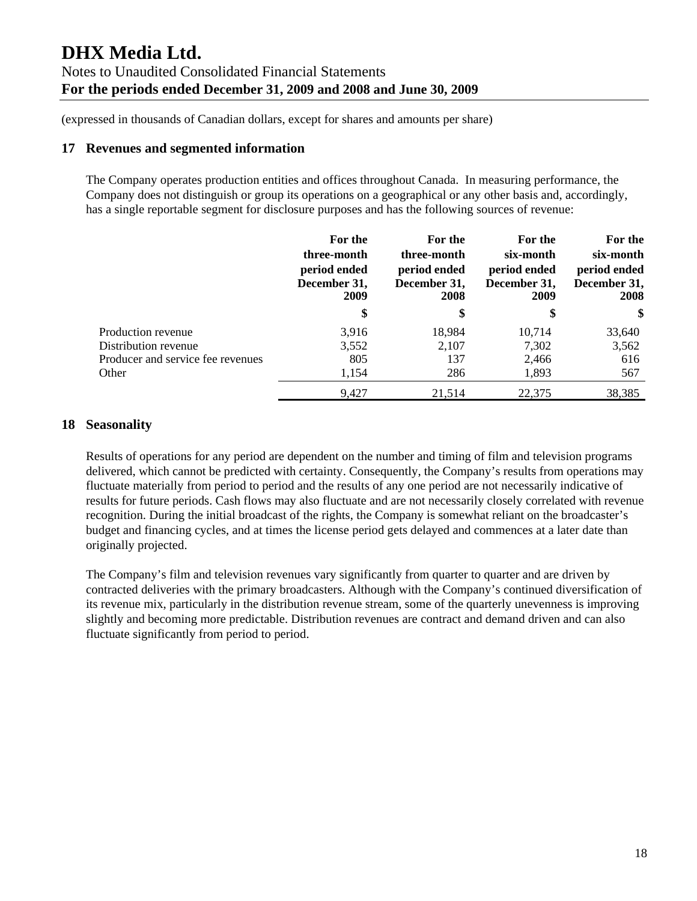# DHX Media Ltd.

Notes to Unaudited Consolidated Financial Statements

**For the periods ended December 31, 2009 and 2008 and June 30, 2009**

(expressed in thousands of Canadian dollars, except for shares and amounts per share)

## 17 Revenues and segmented information

The Company operates production entities and offices throughout Canada. In measuring performance, the Company does not distinguish or group its operations on a geographical or any other basis and, accordingly, has a single reportable segment for disclosure purposes and has the following sources of revenue:

| | For the three-month period ended December 31, 2009 | For the three-month period ended December 31, 2008 | For the six-month period ended December 31, 2009 | For the six-month period ended December 31, 2008 |
|---|---|---|---|---|
| | $ | $ | $ | $ |
| Production revenue | 3,916 | 18,984 | 10,714 | 33,640 |
| Distribution revenue | 3,552 | 2,107 | 7,302 | 3,562 |
| Producer and service fee revenues | 805 | 137 | 2,466 | 616 |
| Other | 1,154 | 286 | 1,893 | 567 |
| | 9,427 | 21,514 | 22,375 | 38,385 |

## 18 Seasonality

Results of operations for any period are dependent on the number and timing of film and television programs delivered, which cannot be predicted with certainty. Consequently, the Company's results from operations may fluctuate materially from period to period and the results of any one period are not necessarily indicative of results for future periods. Cash flows may also fluctuate and are not necessarily closely correlated with revenue recognition. During the initial broadcast of the rights, the Company is somewhat reliant on the broadcaster's budget and financing cycles, and at times the license period gets delayed and commences at a later date than originally projected.

The Company's film and television revenues vary significantly from quarter to quarter and are driven by contracted deliveries with the primary broadcasters. Although with the Company's continued diversification of its revenue mix, particularly in the distribution revenue stream, some of the quarterly unevenness is improving slightly and becoming more predictable. Distribution revenues are contract and demand driven and can also fluctuate significantly from period to period.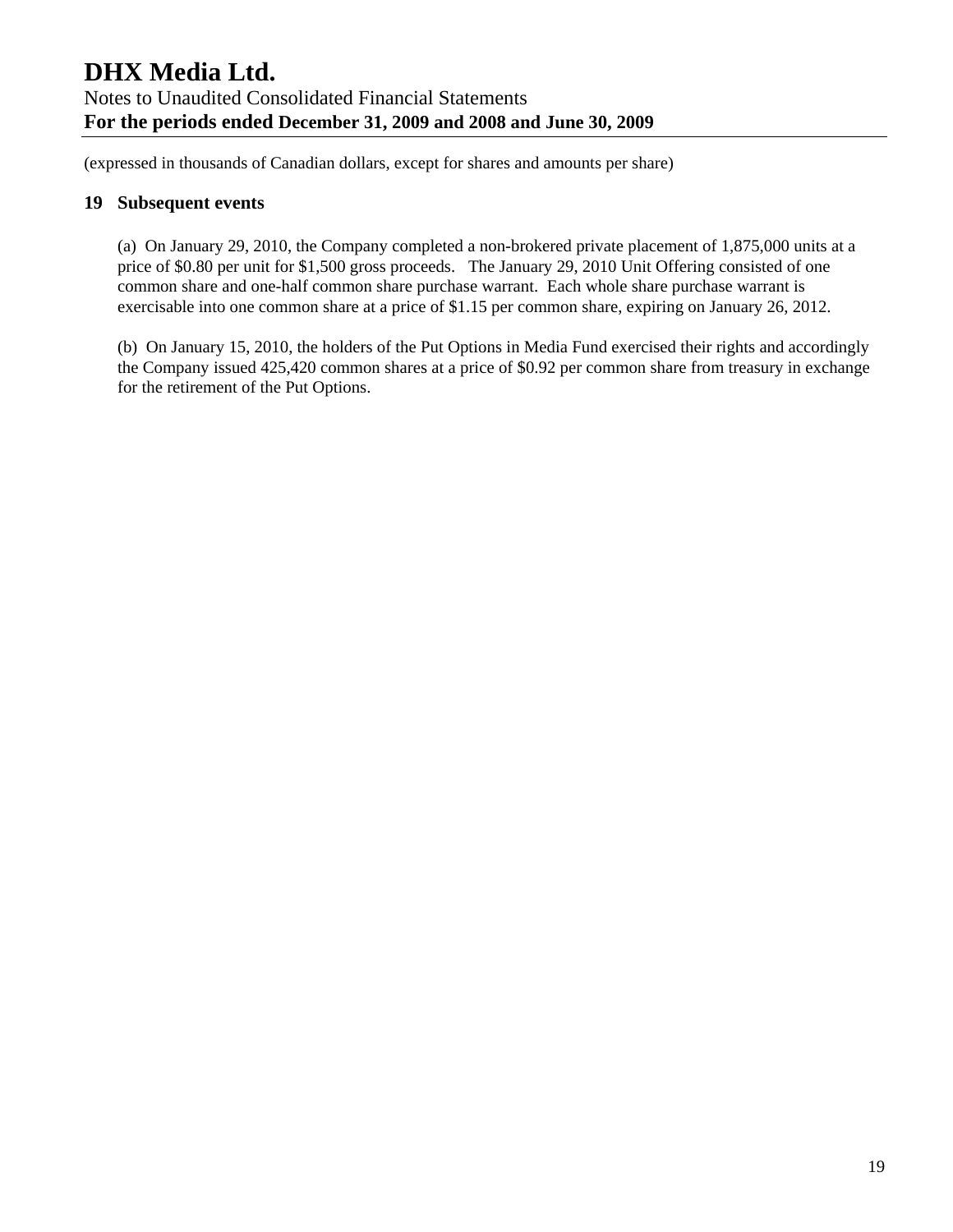(expressed in thousands of Canadian dollars, except for shares and amounts per share)

## 19 Subsequent events

(a) On January 29, 2010, the Company completed a non-brokered private placement of 1,875,000 units at a price of $0.80 per unit for $1,500 gross proceeds. The January 29, 2010 Unit Offering consisted of one common share and one-half common share purchase warrant. Each whole share purchase warrant is exercisable into one common share at a price of $1.15 per common share, expiring on January 26, 2012.

(b) On January 15, 2010, the holders of the Put Options in Media Fund exercised their rights and accordingly the Company issued 425,420 common shares at a price of $0.92 per common share from treasury in exchange for the retirement of the Put Options.